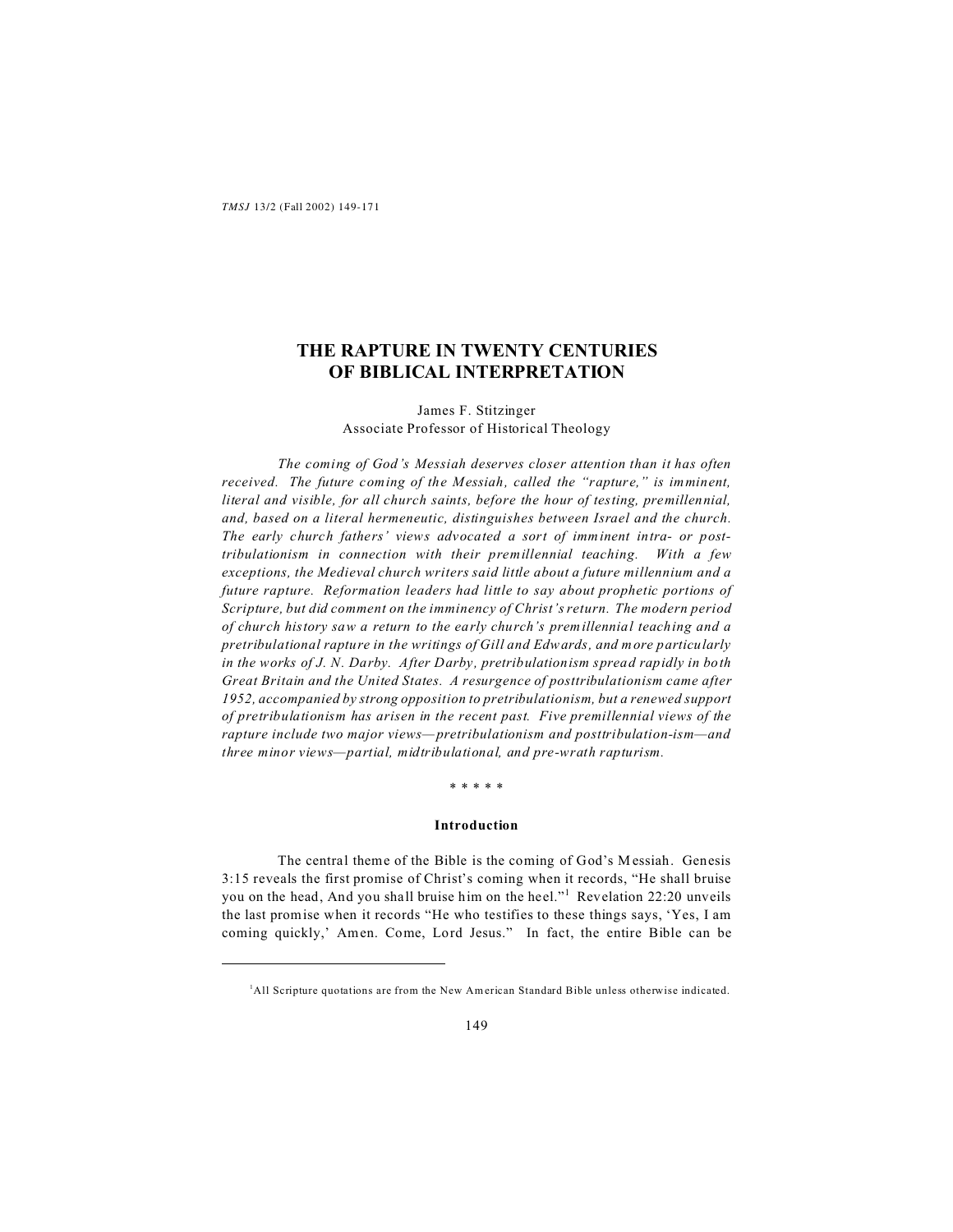# THE RAPTURE IN TWENTY CENTURIES OF BIBLICAL INTERPRETATION

James F. Stitzinger
Associate Professor of Historical Theology

*The coming of God's Messiah deserves closer attention than it has often received. The future coming of the Messiah, called the "rapture," is imminent, literal and visible, for all church saints, before the hour of testing, premillennial, and, based on a literal hermeneutic, distinguishes between Israel and the church. The early church fathers' views advocated a sort of imminent intra- or post-tribulationism in connection with their premillennial teaching. With a few exceptions, the Medieval church writers said little about a future millennium and a future rapture. Reformation leaders had little to say about prophetic portions of Scripture, but did comment on the imminency of Christ's return. The modern period of church history saw a return to the early church's premillennial teaching and a pretribulational rapture in the writings of Gill and Edwards, and more particularly in the works of J. N. Darby. After Darby, pretribulationism spread rapidly in both Great Britain and the United States. A resurgence of posttribulationism came after 1952, accompanied by strong opposition to pretribulationism, but a renewed support of pretribulationism has arisen in the recent past. Five premillennial views of the rapture include two major views—pretribulationism and posttribulation-ism—and three minor views—partial, midtribulational, and pre-wrath rapturism.*

\* \* \* \* \*

## Introduction

The central theme of the Bible is the coming of God's Messiah. Genesis 3:15 reveals the first promise of Christ's coming when it records, "He shall bruise you on the head, And you shall bruise him on the heel."[1] Revelation 22:20 unveils the last promise when it records "He who testifies to these things says, 'Yes, I am coming quickly,' Amen. Come, Lord Jesus." In fact, the entire Bible can be

---

[1] All Scripture quotations are from the New American Standard Bible unless otherwise indicated.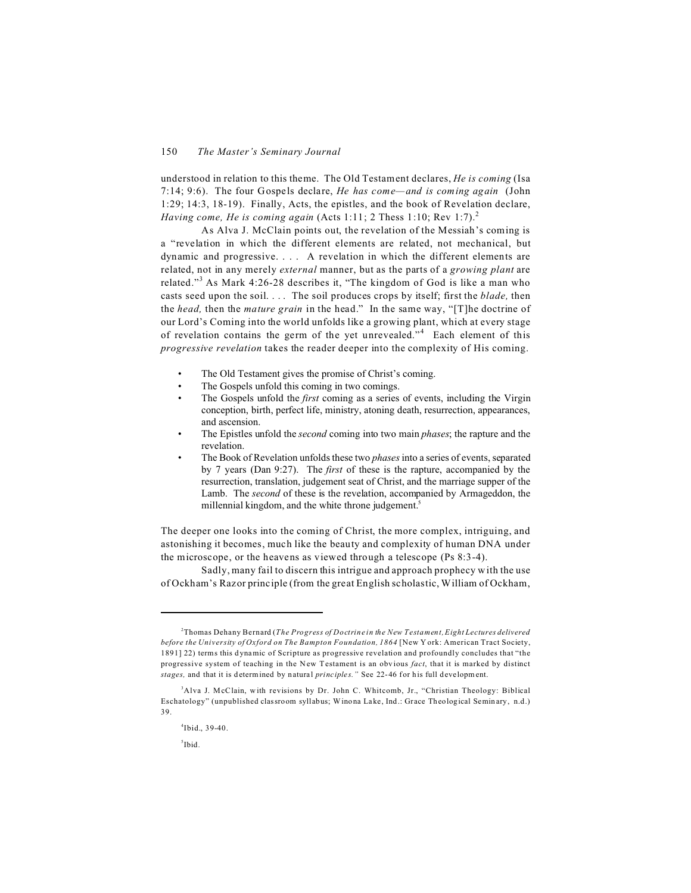understood in relation to this theme. The Old Testament declares, *He is coming* (Isa 7:14; 9:6). The four Gospels declare, *He has come—and is coming again* (John 1:29; 14:3, 18-19). Finally, Acts, the epistles, and the book of Revelation declare, *Having come, He is coming again* (Acts 1:11; 2 Thess 1:10; Rev 1:7).[2]

As Alva J. McClain points out, the revelation of the Messiah's coming is a "revelation in which the different elements are related, not mechanical, but dynamic and progressive. . . . A revelation in which the different elements are related, not in any merely *external* manner, but as the parts of a *growing plant* are related."[3] As Mark 4:26-28 describes it, "The kingdom of God is like a man who casts seed upon the soil. . . . The soil produces crops by itself; first the *blade,* then the *head,* then the *mature grain* in the head." In the same way, "[T]he doctrine of our Lord's Coming into the world unfolds like a growing plant, which at every stage of revelation contains the germ of the yet unrevealed."[4] Each element of this *progressive revelation* takes the reader deeper into the complexity of His coming.

- The Old Testament gives the promise of Christ's coming.
- The Gospels unfold this coming in two comings.
- The Gospels unfold the *first* coming as a series of events, including the Virgin conception, birth, perfect life, ministry, atoning death, resurrection, appearances, and ascension.
- The Epistles unfold the *second* coming into two main *phases*; the rapture and the revelation.
- The Book of Revelation unfolds these two *phases* into a series of events, separated by 7 years (Dan 9:27). The *first* of these is the rapture, accompanied by the resurrection, translation, judgement seat of Christ, and the marriage supper of the Lamb. The *second* of these is the revelation, accompanied by Armageddon, the millennial kingdom, and the white throne judgement.[5]

The deeper one looks into the coming of Christ, the more complex, intriguing, and astonishing it becomes, much like the beauty and complexity of human DNA under the microscope, or the heavens as viewed through a telescope (Ps 8:3-4).

Sadly, many fail to discern this intrigue and approach prophecy with the use of Ockham's Razor principle (from the great English scholastic, William of Ockham,

---

[2] Thomas Dehany Bernard (*The Progress of Doctrine in the New Testament, Eight Lectures delivered before the University of Oxford on The Bampton Foundation, 1864* [New York: American Tract Society, 1891] 22) terms this dynamic of Scripture as progressive revelation and profoundly concludes that "the progressive system of teaching in the New Testament is an obvious *fact*, that it is marked by distinct *stages,* and that it is determined by natural *principles."* See 22-46 for his full development.

[3] Alva J. McClain, with revisions by Dr. John C. Whitcomb, Jr., "Christian Theology: Biblical Eschatology" (unpublished classroom syllabus; Winona Lake, Ind.: Grace Theological Seminary, n.d.) 39.

[4] Ibid., 39-40.

[5] Ibid.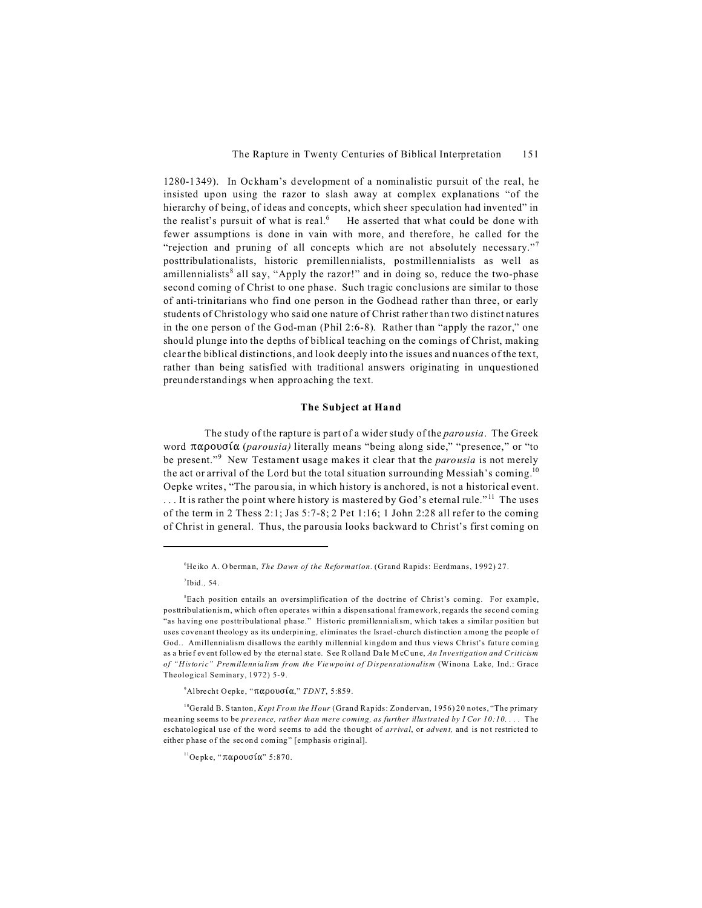1280-1349). In Ockham's development of a nominalistic pursuit of the real, he insisted upon using the razor to slash away at complex explanations "of the hierarchy of being, of ideas and concepts, which sheer speculation had invented" in the realist's pursuit of what is real.[6] He asserted that what could be done with fewer assumptions is done in vain with more, and therefore, he called for the "rejection and pruning of all concepts which are not absolutely necessary."[7] posttribulationalists, historic premillennialists, postmillennialists as well as amillennialists[8] all say, "Apply the razor!" and in doing so, reduce the two-phase second coming of Christ to one phase. Such tragic conclusions are similar to those of anti-trinitarians who find one person in the Godhead rather than three, or early students of Christology who said one nature of Christ rather than two distinct natures in the one person of the God-man (Phil 2:6-8). Rather than "apply the razor," one should plunge into the depths of biblical teaching on the comings of Christ, making clear the biblical distinctions, and look deeply into the issues and nuances of the text, rather than being satisfied with traditional answers originating in unquestioned preunderstandings when approaching the text.

### The Subject at Hand

The study of the rapture is part of a wider study of the *parousia*. The Greek word παρουσία (*parousia)* literally means "being along side," "presence," or "to be present."[9] New Testament usage makes it clear that the *parousia* is not merely the act or arrival of the Lord but the total situation surrounding Messiah's coming.[10] Oepke writes, "The parousia, in which history is anchored, is not a historical event. . . . It is rather the point where history is mastered by God's eternal rule."[11] The uses of the term in 2 Thess 2:1; Jas 5:7-8; 2 Pet 1:16; 1 John 2:28 all refer to the coming of Christ in general. Thus, the parousia looks backward to Christ's first coming on

---

[6] Heiko A. Oberman, *The Dawn of the Reformation*. (Grand Rapids: Eerdmans, 1992) 27.

[7] Ibid., 54.

[8] Each position entails an oversimplification of the doctrine of Christ's coming. For example, posttribulationism, which often operates within a dispensational framework, regards the second coming "as having one posttribulational phase." Historic premillennialism, which takes a similar position but uses covenant theology as its underpining, eliminates the Israel-church distinction among the people of God.. Amillennialism disallows the earthly millennial kingdom and thus views Christ's future coming as a brief event followed by the eternal state. See Rolland Dale McCune, *An Investigation and Criticism of "Historic" Premillennialism from the Viewpoint of Dispensationalism* (Winona Lake, Ind.: Grace Theological Seminary, 1972) 5-9.

[9] Albrecht Oepke, "παρουσία," *TDNT*, 5:859.

[10] Gerald B. Stanton, *Kept From the Hour* (Grand Rapids: Zondervan, 1956) 20 notes, "The primary meaning seems to be *presence, rather than mere coming, as further illustrated by I Cor 10:10. . . .* The eschatological use of the word seems to add the thought of *arrival*, or *advent,* and is not restricted to either phase of the second coming" [emphasis original].

[11] Oepke, "παρουσία" 5:870.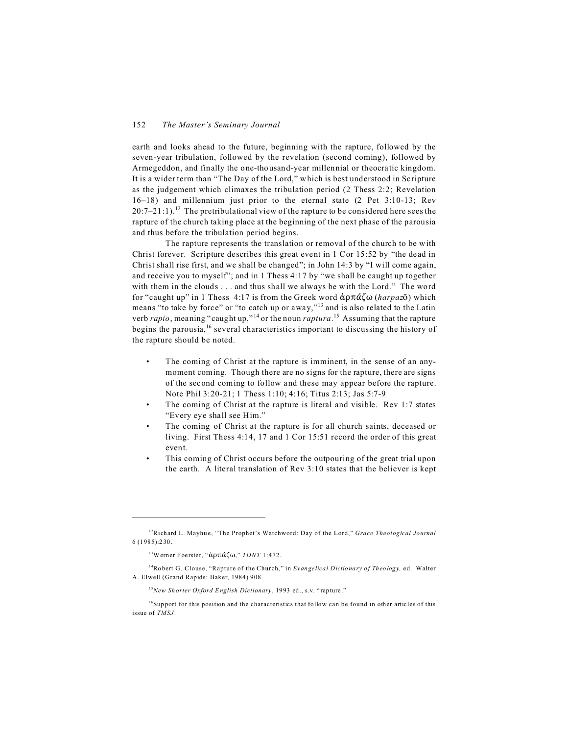earth and looks ahead to the future, beginning with the rapture, followed by the seven-year tribulation, followed by the revelation (second coming), followed by Armageddon, and finally the one-thousand-year millennial or theocratic kingdom. It is a wider term than "The Day of the Lord," which is best understood in Scripture as the judgement which climaxes the tribulation period (2 Thess 2:2; Revelation 16–18) and millennium just prior to the eternal state (2 Pet 3:10-13; Rev 20:7–21:1).[12] The pretribulational view of the rapture to be considered here sees the rapture of the church taking place at the beginning of the next phase of the parousia and thus before the tribulation period begins.

The rapture represents the translation or removal of the church to be with Christ forever. Scripture describes this great event in 1 Cor 15:52 by "the dead in Christ shall rise first, and we shall be changed"; in John 14:3 by "I will come again, and receive you to myself"; and in 1 Thess 4:17 by "we shall be caught up together with them in the clouds . . . and thus shall we always be with the Lord." The word for "caught up" in 1 Thess 4:17 is from the Greek word ἁρπάζω (*harpazō*) which means "to take by force" or "to catch up or away,"[13] and is also related to the Latin verb *rapio*, meaning "caught up,"[14] or the noun *raptura*.[15] Assuming that the rapture begins the parousia,[16] several characteristics important to discussing the history of the rapture should be noted.

- The coming of Christ at the rapture is imminent, in the sense of an any-moment coming. Though there are no signs for the rapture, there are signs of the second coming to follow and these may appear before the rapture. Note Phil 3:20-21; 1 Thess 1:10; 4:16; Titus 2:13; Jas 5:7-9
- The coming of Christ at the rapture is literal and visible. Rev 1:7 states "Every eye shall see Him."
- The coming of Christ at the rapture is for all church saints, deceased or living. First Thess 4:14, 17 and 1 Cor 15:51 record the order of this great event.
- This coming of Christ occurs before the outpouring of the great trial upon the earth. A literal translation of Rev 3:10 states that the believer is kept

---

[12] Richard L. Mayhue, "The Prophet's Watchword: Day of the Lord," *Grace Theological Journal* 6 (1985):230.

[13] Werner Foerster, "ἁρπάζω," *TDNT* 1:472.

[14] Robert G. Clouse, "Rapture of the Church," in *Evangelical Dictionary of Theology,* ed. Walter A. Elwell (Grand Rapids: Baker, 1984) 908.

[15] *New Shorter Oxford English Dictionary*, 1993 ed., s.v. "rapture."

[16] Support for this position and the characteristics that follow can be found in other articles of this issue of *TMSJ*.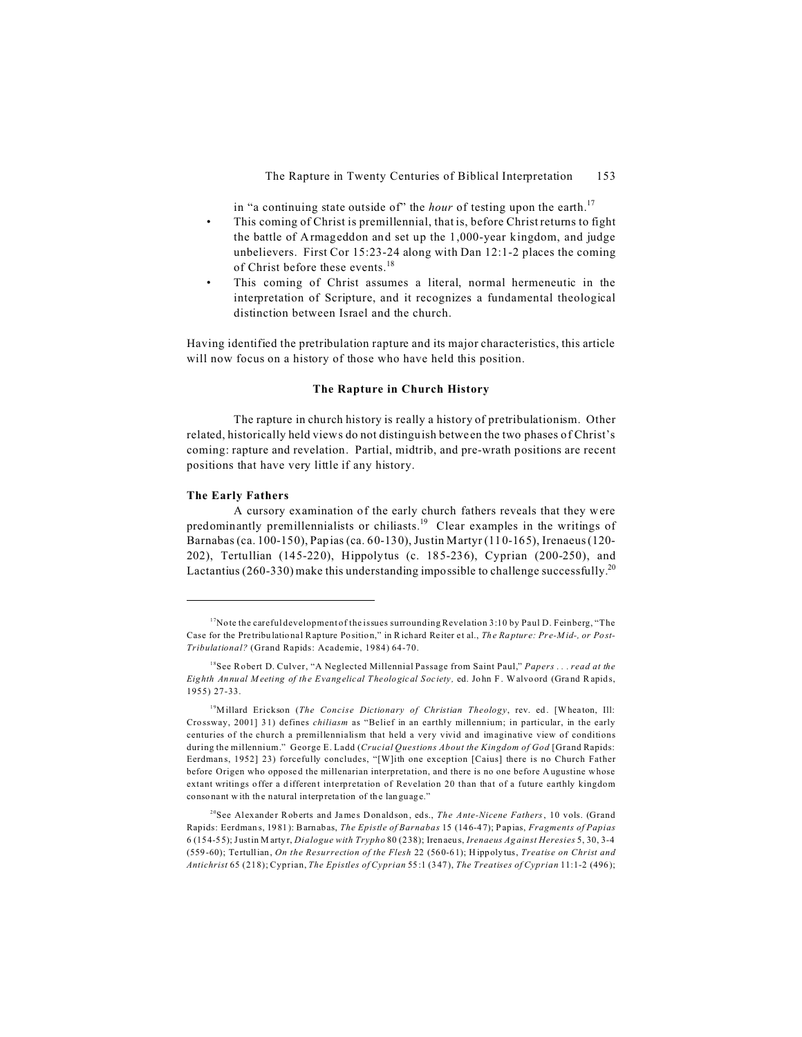in "a continuing state outside of" the *hour* of testing upon the earth.[17]

- This coming of Christ is premillennial, that is, before Christ returns to fight the battle of Armageddon and set up the 1,000-year kingdom, and judge unbelievers. First Cor 15:23-24 along with Dan 12:1-2 places the coming of Christ before these events.[18]
- This coming of Christ assumes a literal, normal hermeneutic in the interpretation of Scripture, and it recognizes a fundamental theological distinction between Israel and the church.

Having identified the pretribulation rapture and its major characteristics, this article will now focus on a history of those who have held this position.

## The Rapture in Church History

The rapture in church history is really a history of pretribulationism. Other related, historically held views do not distinguish between the two phases of Christ's coming: rapture and revelation. Partial, midtrib, and pre-wrath positions are recent positions that have very little if any history.

### The Early Fathers

A cursory examination of the early church fathers reveals that they were predominantly premillennialists or chiliasts.[19] Clear examples in the writings of Barnabas (ca. 100-150), Papias (ca. 60-130), Justin Martyr (110-165), Irenaeus (120-202), Tertullian (145-220), Hippolytus (c. 185-236), Cyprian (200-250), and Lactantius (260-330) make this understanding impossible to challenge successfully.[20]

---

[17]Note the careful development of the issues surrounding Revelation 3:10 by Paul D. Feinberg, "The Case for the Pretribulational Rapture Position," in Richard Reiter et al., *The Rapture: Pre-Mid-, or Post-Tribulational?* (Grand Rapids: Academie, 1984) 64-70.

[18]See Robert D. Culver, "A Neglected Millennial Passage from Saint Paul," *Papers . . . read at the Eighth Annual Meeting of the Evangelical Theological Society,* ed. John F. Walvoord (Grand Rapids, 1955) 27-33.

[19]Millard Erickson (*The Concise Dictionary of Christian Theology*, rev. ed. [Wheaton, Ill: Crossway, 2001] 31) defines *chiliasm* as "Belief in an earthly millennium; in particular, in the early centuries of the church a premillennialism that held a very vivid and imaginative view of conditions during the millennium." George E. Ladd (*Crucial Questions About the Kingdom of God* [Grand Rapids: Eerdmans, 1952] 23) forcefully concludes, "[W]ith one exception [Caius] there is no Church Father before Origen who opposed the millenarian interpretation, and there is no one before Augustine whose extant writings offer a different interpretation of Revelation 20 than that of a future earthly kingdom consonant with the natural interpretation of the language."

[20]See Alexander Roberts and James Donaldson, eds., *The Ante-Nicene Fathers*, 10 vols. (Grand Rapids: Eerdmans, 1981): Barnabas, *The Epistle of Barnabas* 15 (146-47); Papias, *Fragments of Papias* 6 (154-55); Justin Martyr, *Dialogue with Trypho* 80 (238); Irenaeus, *Irenaeus Against Heresies* 5, 30, 3-4 (559-60); Tertullian, *On the Resurrection of the Flesh* 22 (560-61); Hippolytus, *Treatise on Christ and Antichrist* 65 (218); Cyprian, *The Epistles of Cyprian* 55:1 (347), *The Treatises of Cyprian* 11:1-2 (496);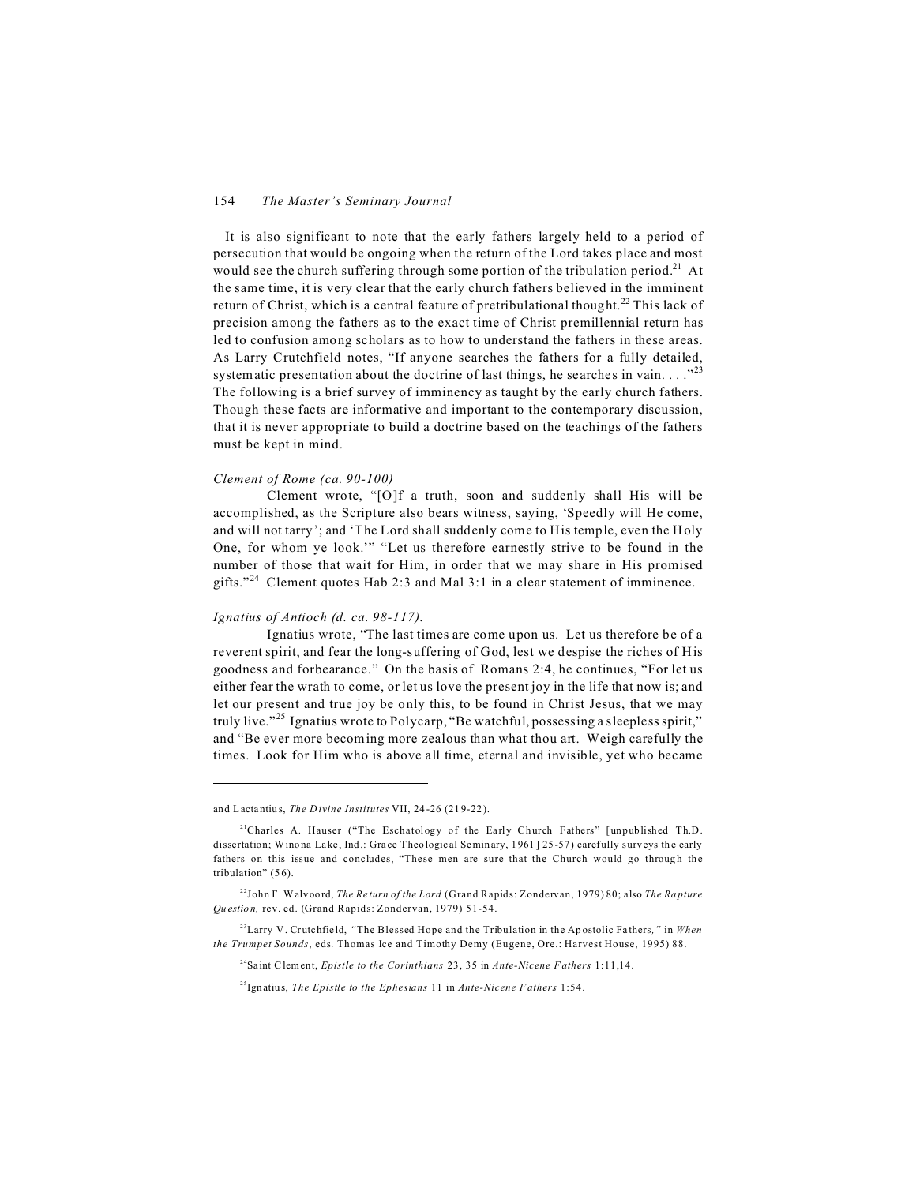It is also significant to note that the early fathers largely held to a period of persecution that would be ongoing when the return of the Lord takes place and most would see the church suffering through some portion of the tribulation period.[21] At the same time, it is very clear that the early church fathers believed in the imminent return of Christ, which is a central feature of pretribulational thought.[22] This lack of precision among the fathers as to the exact time of Christ premillennial return has led to confusion among scholars as to how to understand the fathers in these areas. As Larry Crutchfield notes, "If anyone searches the fathers for a fully detailed, systematic presentation about the doctrine of last things, he searches in vain. . . ."[23] The following is a brief survey of imminency as taught by the early church fathers. Though these facts are informative and important to the contemporary discussion, that it is never appropriate to build a doctrine based on the teachings of the fathers must be kept in mind.

*Clement of Rome (ca. 90-100)*

Clement wrote, "[O]f a truth, soon and suddenly shall His will be accomplished, as the Scripture also bears witness, saying, 'Speedly will He come, and will not tarry'; and 'The Lord shall suddenly come to His temple, even the Holy One, for whom ye look.'" "Let us therefore earnestly strive to be found in the number of those that wait for Him, in order that we may share in His promised gifts."[24] Clement quotes Hab 2:3 and Mal 3:1 in a clear statement of imminence.

*Ignatius of Antioch (d. ca. 98-117).*

Ignatius wrote, "The last times are come upon us. Let us therefore be of a reverent spirit, and fear the long-suffering of God, lest we despise the riches of His goodness and forbearance." On the basis of Romans 2:4, he continues, "For let us either fear the wrath to come, or let us love the present joy in the life that now is; and let our present and true joy be only this, to be found in Christ Jesus, that we may truly live."[25] Ignatius wrote to Polycarp, "Be watchful, possessing a sleepless spirit," and "Be ever more becoming more zealous than what thou art. Weigh carefully the times. Look for Him who is above all time, eternal and invisible, yet who became

---

and Lactantius, *The Divine Institutes* VII, 24-26 (219-22).

[21] Charles A. Hauser ("The Eschatology of the Early Church Fathers" [unpublished Th.D. dissertation; Winona Lake, Ind.: Grace Theological Seminary, 1961] 25-57) carefully surveys the early fathers on this issue and concludes, "These men are sure that the Church would go through the tribulation" (56).

[22] John F. Walvoord, *The Return of the Lord* (Grand Rapids: Zondervan, 1979) 80; also *The Rapture Question,* rev. ed. (Grand Rapids: Zondervan, 1979) 51-54.

[23] Larry V. Crutchfield, *"*The Blessed Hope and the Tribulation in the Apostolic Fathers*,"* in *When the Trumpet Sounds*, eds. Thomas Ice and Timothy Demy (Eugene, Ore.: Harvest House, 1995) 88.

[24] Saint Clement, *Epistle to the Corinthians* 23, 35 in *Ante-Nicene Fathers* 1:11,14.

[25] Ignatius, *The Epistle to the Ephesians* 11 in *Ante-Nicene Fathers* 1:54.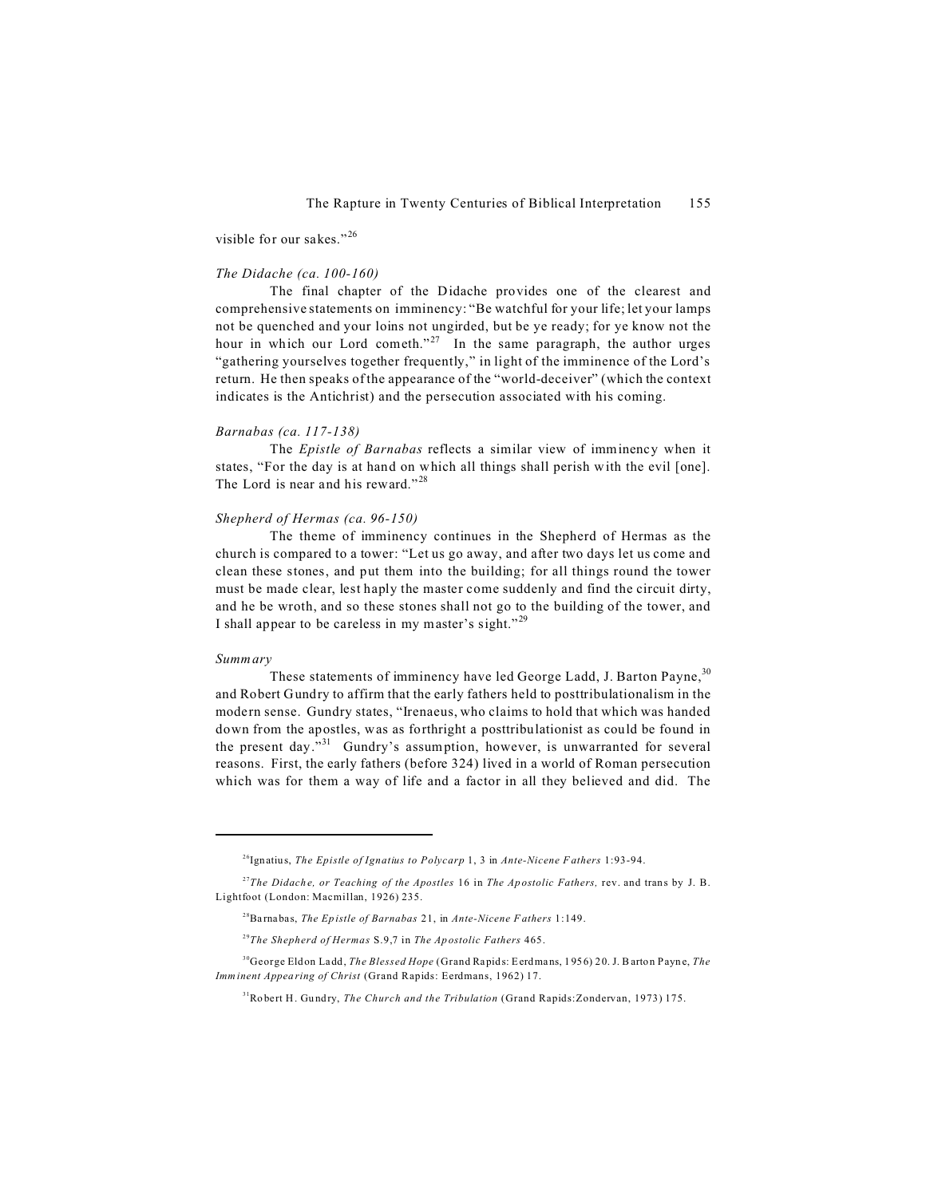visible for our sakes."[26]

*The Didache (ca. 100-160)*

The final chapter of the Didache provides one of the clearest and comprehensive statements on imminency: "Be watchful for your life; let your lamps not be quenched and your loins not ungirded, but be ye ready; for ye know not the hour in which our Lord cometh."[27] In the same paragraph, the author urges "gathering yourselves together frequently," in light of the imminence of the Lord's return. He then speaks of the appearance of the "world-deceiver" (which the context indicates is the Antichrist) and the persecution associated with his coming.

*Barnabas (ca. 117-138)*

The *Epistle of Barnabas* reflects a similar view of imminency when it states, "For the day is at hand on which all things shall perish with the evil [one]. The Lord is near and his reward."[28]

*Shepherd of Hermas (ca. 96-150)*

The theme of imminency continues in the Shepherd of Hermas as the church is compared to a tower: "Let us go away, and after two days let us come and clean these stones, and put them into the building; for all things round the tower must be made clear, lest haply the master come suddenly and find the circuit dirty, and he be wroth, and so these stones shall not go to the building of the tower, and I shall appear to be careless in my master's sight."[29]

*Summary*

These statements of imminency have led George Ladd, J. Barton Payne,[30] and Robert Gundry to affirm that the early fathers held to posttribulationalism in the modern sense. Gundry states, "Irenaeus, who claims to hold that which was handed down from the apostles, was as forthright a posttribulationist as could be found in the present day."[31] Gundry's assumption, however, is unwarranted for several reasons. First, the early fathers (before 324) lived in a world of Roman persecution which was for them a way of life and a factor in all they believed and did. The

---

[26] Ignatius, *The Epistle of Ignatius to Polycarp* 1, 3 in *Ante-Nicene Fathers* 1:93-94.

[27] *The Didache, or Teaching of the Apostles* 16 in *The Apostolic Fathers,* rev. and trans by J. B. Lightfoot (London: Macmillan, 1926) 235.

[28] Barnabas, *The Epistle of Barnabas* 21, in *Ante-Nicene Fathers* 1:149.

[29] *The Shepherd of Hermas* S.9,7 in *The Apostolic Fathers* 465.

[30] George Eldon Ladd, *The Blessed Hope* (Grand Rapids: Eerdmans, 1956) 20. J. Barton Payne, *The Imminent Appearing of Christ* (Grand Rapids: Eerdmans, 1962) 17.

[31] Robert H. Gundry, *The Church and the Tribulation* (Grand Rapids:Zondervan, 1973) 175.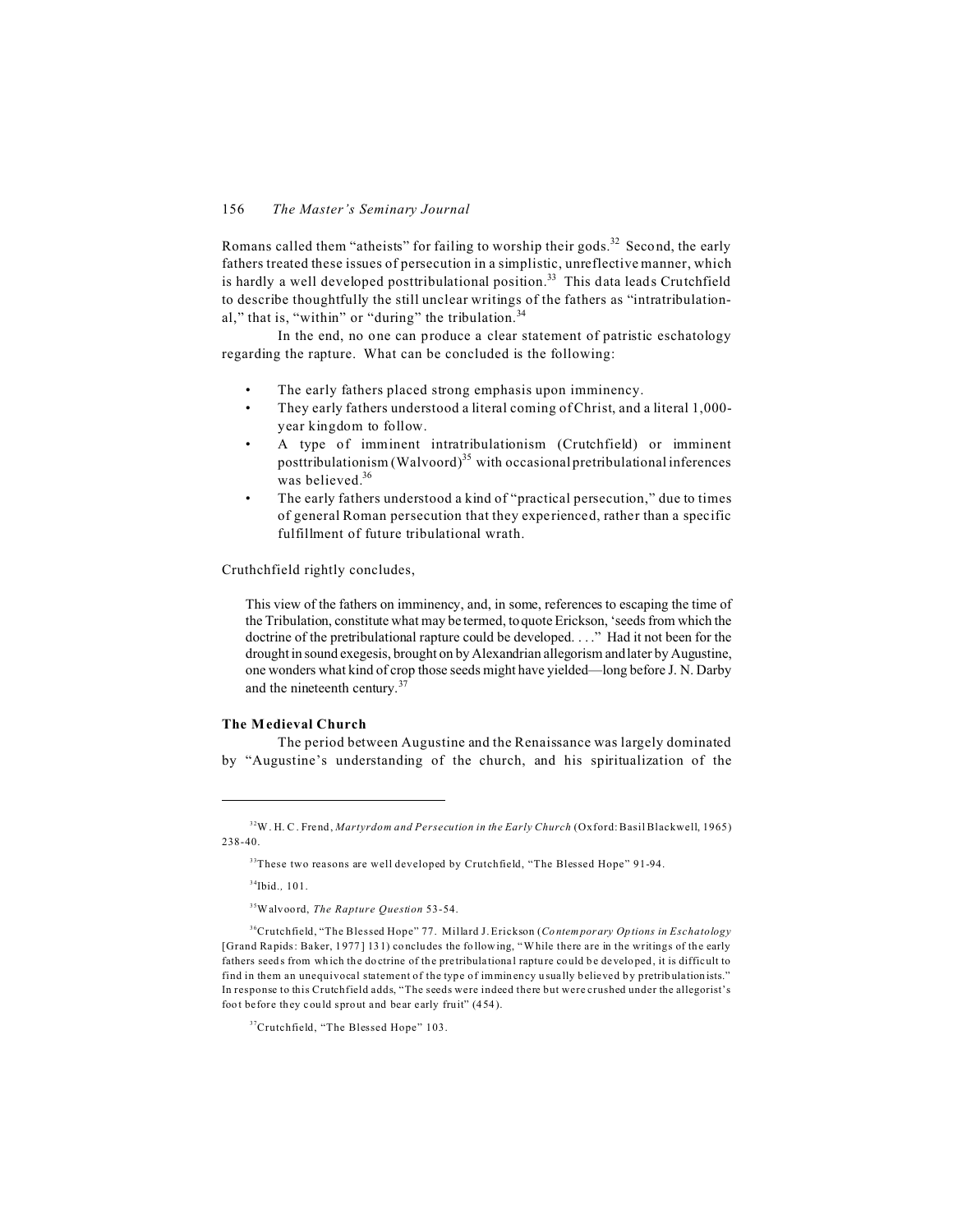Romans called them "atheists" for failing to worship their gods.[32] Second, the early fathers treated these issues of persecution in a simplistic, unreflective manner, which is hardly a well developed posttribulational position.[33] This data leads Crutchfield to describe thoughtfully the still unclear writings of the fathers as "intratribulational," that is, "within" or "during" the tribulation.[34]

In the end, no one can produce a clear statement of patristic eschatology regarding the rapture. What can be concluded is the following:

- The early fathers placed strong emphasis upon imminency.
- They early fathers understood a literal coming of Christ, and a literal 1,000-year kingdom to follow.
- A type of imminent intratribulationism (Crutchfield) or imminent posttribulationism (Walvoord)[35] with occasional pretribulational inferences was believed.[36]
- The early fathers understood a kind of "practical persecution," due to times of general Roman persecution that they experienced, rather than a specific fulfillment of future tribulational wrath.

Cruthchfield rightly concludes,

> This view of the fathers on imminency, and, in some, references to escaping the time of the Tribulation, constitute what may be termed, to quote Erickson, 'seeds from which the doctrine of the pretribulational rapture could be developed. . . ." Had it not been for the drought in sound exegesis, brought on by Alexandrian allegorism and later by Augustine, one wonders what kind of crop those seeds might have yielded—long before J. N. Darby and the nineteenth century.[37]

**The Medieval Church**

The period between Augustine and the Renaissance was largely dominated by "Augustine's understanding of the church, and his spiritualization of the

---

[32]W. H. C. Frend, *Martyrdom and Persecution in the Early Church* (Oxford: Basil Blackwell, 1965) 238-40.

[33]These two reasons are well developed by Crutchfield, "The Blessed Hope" 91-94.

[34]Ibid., 101.

[35]Walvoord, *The Rapture Question* 53-54.

[36]Crutchfield, "The Blessed Hope" 77. Millard J. Erickson (*Contemporary Options in Eschatology* [Grand Rapids: Baker, 1977] 131) concludes the following, "While there are in the writings of the early fathers seeds from which the doctrine of the pretribulational rapture could be developed, it is difficult to find in them an unequivocal statement of the type of imminency usually believed by pretribulationists." In response to this Crutchfield adds, "The seeds were indeed there but were crushed under the allegorist's foot before they could sprout and bear early fruit" (454).

[37]Crutchfield, "The Blessed Hope" 103.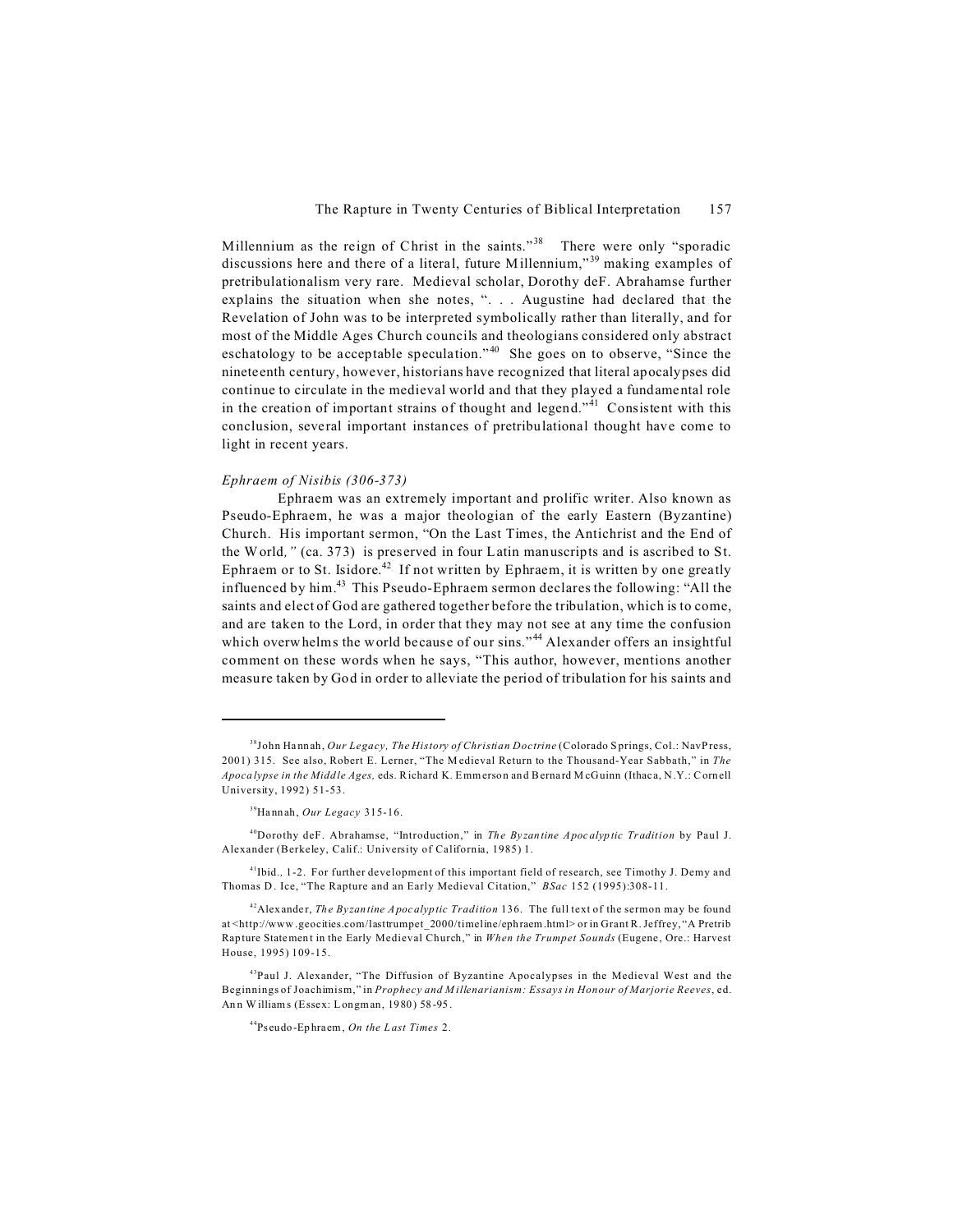Millennium as the reign of Christ in the saints."[38] There were only "sporadic discussions here and there of a literal, future Millennium,"[39] making examples of pretribulationalism very rare. Medieval scholar, Dorothy deF. Abrahamse further explains the situation when she notes, ". . . Augustine had declared that the Revelation of John was to be interpreted symbolically rather than literally, and for most of the Middle Ages Church councils and theologians considered only abstract eschatology to be acceptable speculation."[40] She goes on to observe, "Since the nineteenth century, however, historians have recognized that literal apocalypses did continue to circulate in the medieval world and that they played a fundamental role in the creation of important strains of thought and legend."[41] Consistent with this conclusion, several important instances of pretribulational thought have come to light in recent years.

*Ephraem of Nisibis (306-373)*

Ephraem was an extremely important and prolific writer. Also known as Pseudo-Ephraem, he was a major theologian of the early Eastern (Byzantine) Church. His important sermon, "On the Last Times, the Antichrist and the End of the World*,"* (ca. 373) is preserved in four Latin manuscripts and is ascribed to St. Ephraem or to St. Isidore.[42] If not written by Ephraem, it is written by one greatly influenced by him.[43] This Pseudo-Ephraem sermon declares the following: "All the saints and elect of God are gathered together before the tribulation, which is to come, and are taken to the Lord, in order that they may not see at any time the confusion which overwhelms the world because of our sins."[44] Alexander offers an insightful comment on these words when he says, "This author, however, mentions another measure taken by God in order to alleviate the period of tribulation for his saints and

---

[38]John Hannah, *Our Legacy, The History of Christian Doctrine* (Colorado Springs, Col.: NavPress, 2001) 315. See also, Robert E. Lerner, "The Medieval Return to the Thousand-Year Sabbath," in *The Apocalypse in the Middle Ages,* eds. Richard K. Emmerson and Bernard McGuinn (Ithaca, N.Y.: Cornell University, 1992) 51-53.

[39]Hannah, *Our Legacy* 315-16.

[40]Dorothy deF. Abrahamse, "Introduction," in *The Byzantine Apocalyptic Tradition* by Paul J. Alexander (Berkeley, Calif.: University of California, 1985) 1.

[41]Ibid., 1-2. For further development of this important field of research, see Timothy J. Demy and Thomas D. Ice, "The Rapture and an Early Medieval Citation," *BSac* 152 (1995):308-11.

[42]Alexander, *The Byzantine Apocalyptic Tradition* 136. The full text of the sermon may be found at <http://www.geocities.com/lasttrumpet_2000/timeline/ephraem.html> or in Grant R. Jeffrey, "A Pretrib Rapture Statement in the Early Medieval Church," in *When the Trumpet Sounds* (Eugene, Ore.: Harvest House, 1995) 109-15.

[43]Paul J. Alexander, "The Diffusion of Byzantine Apocalypses in the Medieval West and the Beginnings of Joachimism," in *Prophecy and Millenarianism: Essays in Honour of Marjorie Reeves*, ed. Ann Williams (Essex: Longman, 1980) 58-95.

[44]Pseudo-Ephraem, *On the Last Times* 2.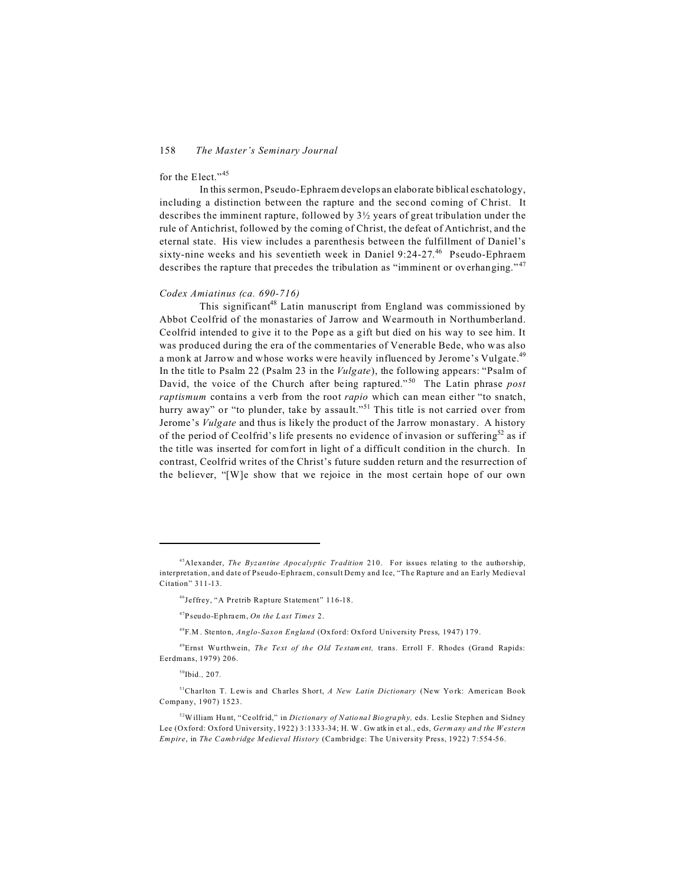for the Elect."[45]

In this sermon, Pseudo-Ephraem develops an elaborate biblical eschatology, including a distinction between the rapture and the second coming of Christ. It describes the imminent rapture, followed by 3½ years of great tribulation under the rule of Antichrist, followed by the coming of Christ, the defeat of Antichrist, and the eternal state. His view includes a parenthesis between the fulfillment of Daniel's sixty-nine weeks and his seventieth week in Daniel 9:24-27.[46] Pseudo-Ephraem describes the rapture that precedes the tribulation as "imminent or overhanging."[47]

*Codex Amiatinus (ca. 690-716)*

This significant[48] Latin manuscript from England was commissioned by Abbot Ceolfrid of the monastaries of Jarrow and Wearmouth in Northumberland. Ceolfrid intended to give it to the Pope as a gift but died on his way to see him. It was produced during the era of the commentaries of Venerable Bede, who was also a monk at Jarrow and whose works were heavily influenced by Jerome's Vulgate.[49] In the title to Psalm 22 (Psalm 23 in the *Vulgate*), the following appears: "Psalm of David, the voice of the Church after being raptured."[50] The Latin phrase *post raptismum* contains a verb from the root *rapio* which can mean either "to snatch, hurry away" or "to plunder, take by assault."[51] This title is not carried over from Jerome's *Vulgate* and thus is likely the product of the Jarrow monastary. A history of the period of Ceolfrid's life presents no evidence of invasion or suffering[52] as if the title was inserted for comfort in light of a difficult condition in the church. In contrast, Ceolfrid writes of the Christ's future sudden return and the resurrection of the believer, "[W]e show that we rejoice in the most certain hope of our own

---

[45]Alexander, *The Byzantine Apocalyptic Tradition* 210. For issues relating to the authorship, interpretation, and date of Pseudo-Ephraem, consult Demy and Ice, "The Rapture and an Early Medieval Citation" 311-13.

[46]Jeffrey, "A Pretrib Rapture Statement" 116-18.

[47]Pseudo-Ephraem, *On the Last Times* 2.

[48]F.M. Stenton, *Anglo-Saxon England* (Oxford: Oxford University Press, 1947) 179.

[49]Ernst Wurthwein, *The Text of the Old Testament,* trans. Erroll F. Rhodes (Grand Rapids: Eerdmans, 1979) 206.

[50]Ibid., 207.

[51]Charlton T. Lewis and Charles Short, *A New Latin Dictionary* (New York: American Book Company, 1907) 1523.

[52]William Hunt, "Ceolfrid," in *Dictionary of National Biography,* eds. Leslie Stephen and Sidney Lee (Oxford: Oxford University, 1922) 3:1333-34; H. W. Gwatkin et al., eds, *Germany and the Western Empire*, in *The Cambridge Medieval History* (Cambridge: The University Press, 1922) 7:554-56.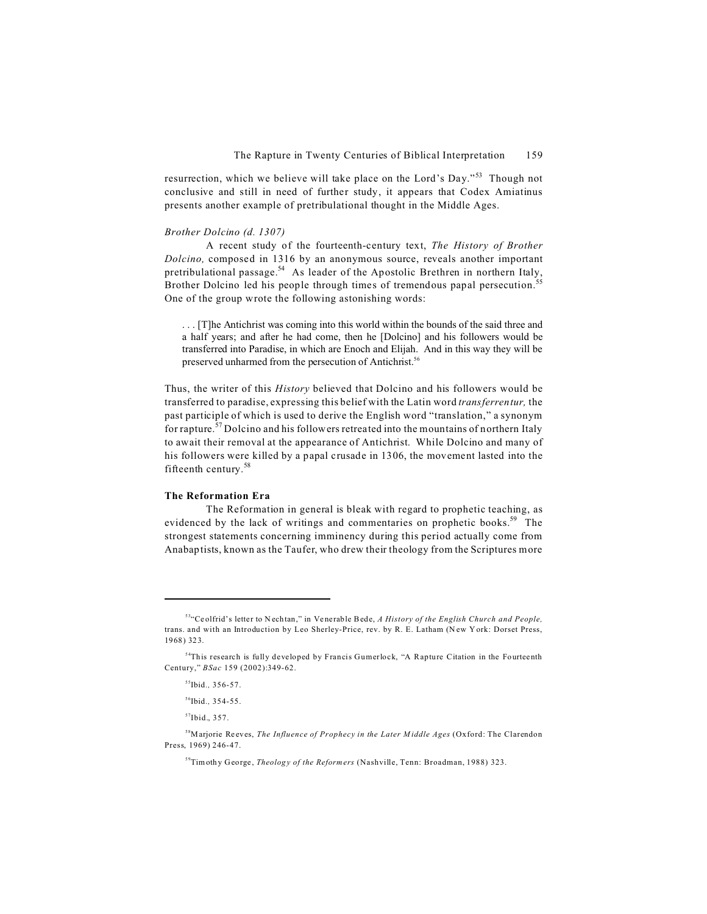resurrection, which we believe will take place on the Lord's Day."[53] Though not conclusive and still in need of further study, it appears that Codex Amiatinus presents another example of pretribulational thought in the Middle Ages.

*Brother Dolcino (d. 1307)*

A recent study of the fourteenth-century text, *The History of Brother Dolcino,* composed in 1316 by an anonymous source, reveals another important pretribulational passage.[54] As leader of the Apostolic Brethren in northern Italy, Brother Dolcino led his people through times of tremendous papal persecution.[55] One of the group wrote the following astonishing words:

> . . . [T]he Antichrist was coming into this world within the bounds of the said three and a half years; and after he had come, then he [Dolcino] and his followers would be transferred into Paradise, in which are Enoch and Elijah. And in this way they will be preserved unharmed from the persecution of Antichrist.[56]

Thus, the writer of this *History* believed that Dolcino and his followers would be transferred to paradise, expressing this belief with the Latin word *transferrentur,* the past participle of which is used to derive the English word "translation," a synonym for rapture.[57] Dolcino and his followers retreated into the mountains of northern Italy to await their removal at the appearance of Antichrist. While Dolcino and many of his followers were killed by a papal crusade in 1306, the movement lasted into the fifteenth century.[58]

**The Reformation Era**

The Reformation in general is bleak with regard to prophetic teaching, as evidenced by the lack of writings and commentaries on prophetic books.[59] The strongest statements concerning imminency during this period actually come from Anabaptists, known as the Taufer, who drew their theology from the Scriptures more

---

[53] "Ceolfrid's letter to Nechtan," in Venerable Bede, *A History of the English Church and People,* trans. and with an Introduction by Leo Sherley-Price, rev. by R. E. Latham (New York: Dorset Press, 1968) 323.

[54] This research is fully developed by Francis Gumerlock, "A Rapture Citation in the Fourteenth Century," *BSac* 159 (2002):349-62.

[55] Ibid., 356-57.

[56] Ibid., 354-55.

[57] Ibid., 357.

[58] Marjorie Reeves, *The Influence of Prophecy in the Later Middle Ages* (Oxford: The Clarendon Press, 1969) 246-47.

[59] Timothy George, *Theology of the Reformers* (Nashville, Tenn: Broadman, 1988) 323.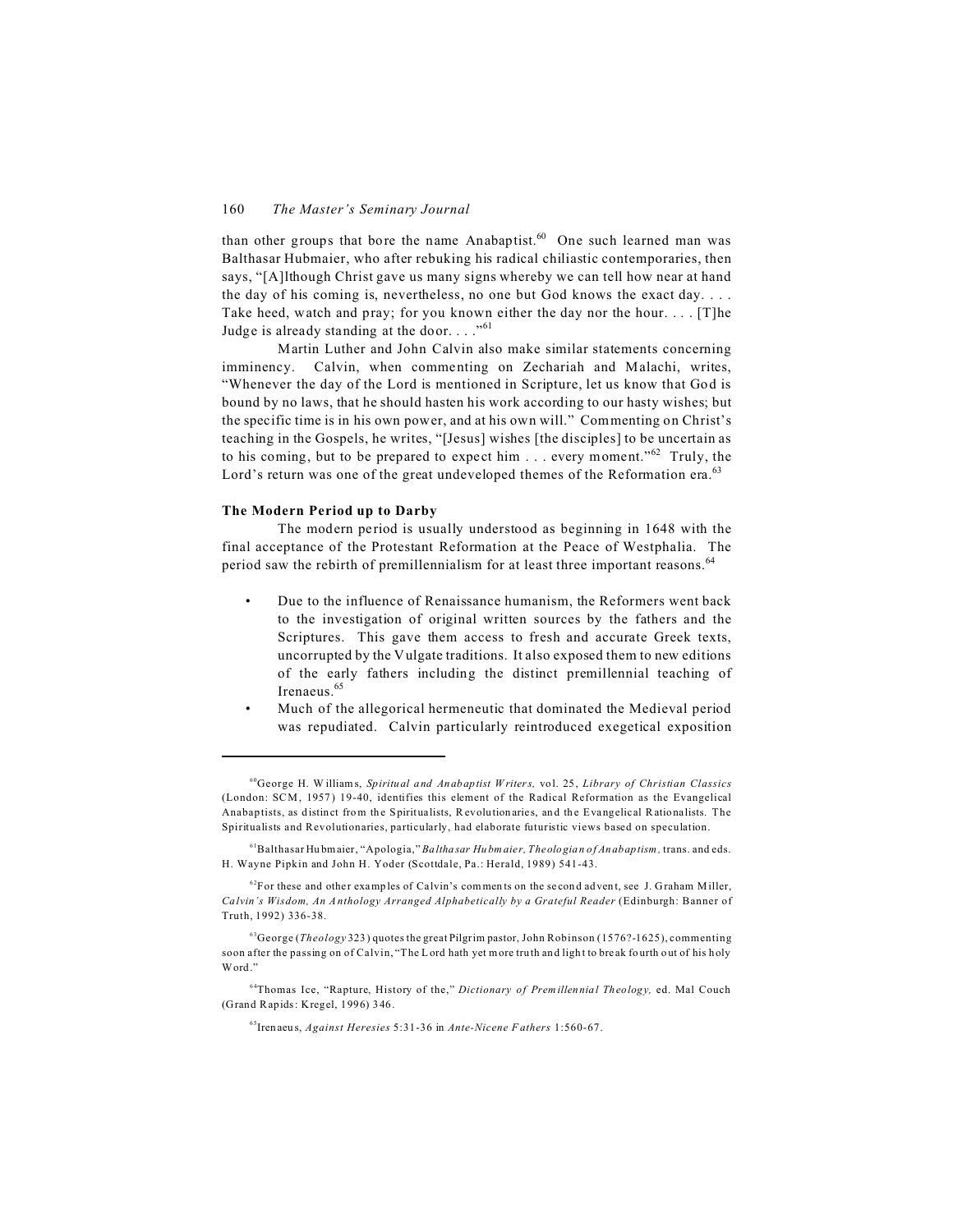than other groups that bore the name Anabaptist.[60] One such learned man was Balthasar Hubmaier, who after rebuking his radical chiliastic contemporaries, then says, "[A]lthough Christ gave us many signs whereby we can tell how near at hand the day of his coming is, nevertheless, no one but God knows the exact day. . . . Take heed, watch and pray; for you known either the day nor the hour. . . . [T]he Judge is already standing at the door. . . ."[61]

Martin Luther and John Calvin also make similar statements concerning imminency. Calvin, when commenting on Zechariah and Malachi, writes, "Whenever the day of the Lord is mentioned in Scripture, let us know that God is bound by no laws, that he should hasten his work according to our hasty wishes; but the specific time is in his own power, and at his own will." Commenting on Christ's teaching in the Gospels, he writes, "[Jesus] wishes [the disciples] to be uncertain as to his coming, but to be prepared to expect him . . . every moment."[62] Truly, the Lord's return was one of the great undeveloped themes of the Reformation era.[63]

**The Modern Period up to Darby**

The modern period is usually understood as beginning in 1648 with the final acceptance of the Protestant Reformation at the Peace of Westphalia. The period saw the rebirth of premillennialism for at least three important reasons.[64]

- Due to the influence of Renaissance humanism, the Reformers went back to the investigation of original written sources by the fathers and the Scriptures. This gave them access to fresh and accurate Greek texts, uncorrupted by the Vulgate traditions. It also exposed them to new editions of the early fathers including the distinct premillennial teaching of Irenaeus.[65]
- Much of the allegorical hermeneutic that dominated the Medieval period was repudiated. Calvin particularly reintroduced exegetical exposition

---

[60] George H. Williams, *Spiritual and Anabaptist Writers,* vol. 25, *Library of Christian Classics* (London: SCM, 1957) 19-40, identifies this element of the Radical Reformation as the Evangelical Anabaptists, as distinct from the Spiritualists, Revolutionaries, and the Evangelical Rationalists. The Spiritualists and Revolutionaries, particularly, had elaborate futuristic views based on speculation.

[61] Balthasar Hubmaier, "Apologia," *Balthasar Hubmaier, Theologian of Anabaptism,* trans. and eds. H. Wayne Pipkin and John H. Yoder (Scottdale, Pa.: Herald, 1989) 541-43.

[62] For these and other examples of Calvin's comments on the second advent, see J. Graham Miller, *Calvin's Wisdom, An Anthology Arranged Alphabetically by a Grateful Reader* (Edinburgh: Banner of Truth, 1992) 336-38.

[63] George (*Theology* 323) quotes the great Pilgrim pastor, John Robinson (1576?-1625), commenting soon after the passing on of Calvin, "The Lord hath yet more truth and light to break fourth out of his holy Word."

[64] Thomas Ice, "Rapture, History of the," *Dictionary of Premillennial Theology,* ed. Mal Couch (Grand Rapids: Kregel, 1996) 346.

[65] Irenaeus, *Against Heresies* 5:31-36 in *Ante-Nicene Fathers* 1:560-67.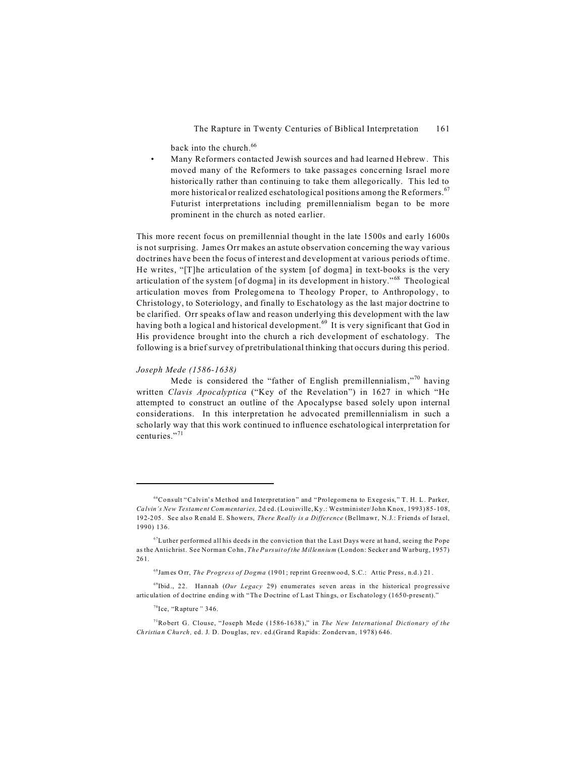back into the church.[66]

- Many Reformers contacted Jewish sources and had learned Hebrew. This moved many of the Reformers to take passages concerning Israel more historically rather than continuing to take them allegorically. This led to more historical or realized eschatological positions among the Reformers.[67] Futurist interpretations including premillennialism began to be more prominent in the church as noted earlier.

This more recent focus on premillennial thought in the late 1500s and early 1600s is not surprising. James Orr makes an astute observation concerning the way various doctrines have been the focus of interest and development at various periods of time. He writes, "[T]he articulation of the system [of dogma] in text-books is the very articulation of the system [of dogma] in its development in history."[68] Theological articulation moves from Prolegomena to Theology Proper, to Anthropology, to Christology, to Soteriology, and finally to Eschatology as the last major doctrine to be clarified. Orr speaks of law and reason underlying this development with the law having both a logical and historical development.[69] It is very significant that God in His providence brought into the church a rich development of eschatology. The following is a brief survey of pretribulational thinking that occurs during this period.

*Joseph Mede (1586-1638)*

Mede is considered the "father of English premillennialism,"[70] having written *Clavis Apocalyptica* ("Key of the Revelation") in 1627 in which "He attempted to construct an outline of the Apocalypse based solely upon internal considerations. In this interpretation he advocated premillennialism in such a scholarly way that this work continued to influence eschatological interpretation for centuries."[71]

---

[66]Consult "Calvin's Method and Interpretation" and "Prolegomena to Exegesis," T. H. L. Parker, *Calvin's New Testament Commentaries,* 2d ed. (Louisville, Ky.: Westminister/John Knox, 1993) 85-108, 192-205. See also Renald E. Showers, *There Really is a Difference* (Bellmawr, N.J.: Friends of Israel, 1990) 136.

[67]Luther performed all his deeds in the conviction that the Last Days were at hand, seeing the Pope as the Antichrist. See Norman Cohn, *The Pursuit of the Millennium* (London: Secker and Warburg, 1957) 261.

[68]James Orr, *The Progress of Dogma* (1901; reprint Greenwood, S.C.: Attic Press, n.d.) 21.

[69]Ibid., 22. Hannah (*Our Legacy* 29) enumerates seven areas in the historical progressive articulation of doctrine ending with "The Doctrine of Last Things, or Eschatology (1650-present)."

[70]Ice, "Rapture" 346.

[71]Robert G. Clouse, "Joseph Mede (1586-1638)," in *The New International Dictionary of the Christian Church,* ed. J. D. Douglas, rev. ed.(Grand Rapids: Zondervan, 1978) 646.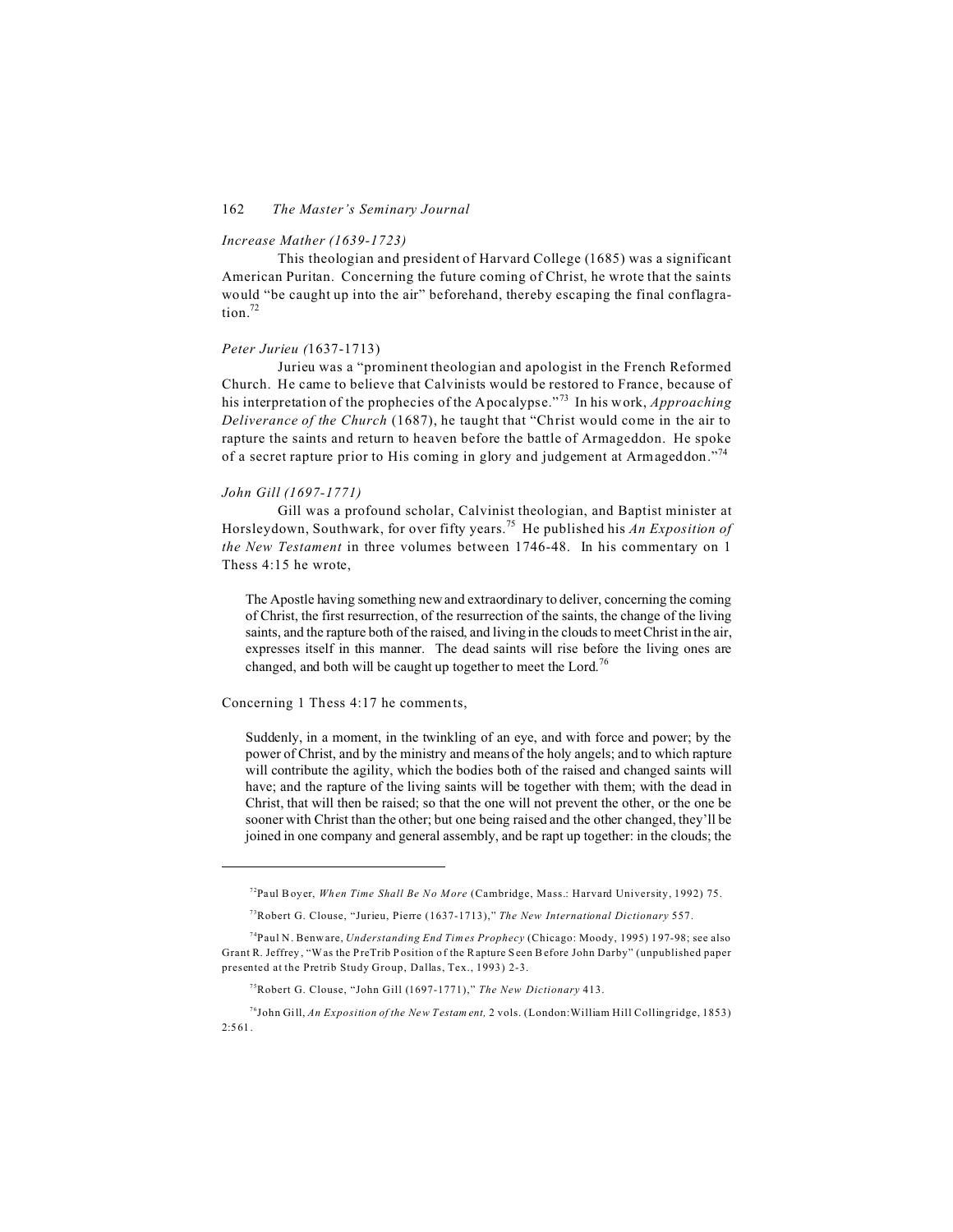*Increase Mather (1639-1723)*

This theologian and president of Harvard College (1685) was a significant American Puritan. Concerning the future coming of Christ, he wrote that the saints would "be caught up into the air" beforehand, thereby escaping the final conflagration.[72]

*Peter Jurieu (*1637-1713)

Jurieu was a "prominent theologian and apologist in the French Reformed Church. He came to believe that Calvinists would be restored to France, because of his interpretation of the prophecies of the Apocalypse."[73] In his work, *Approaching Deliverance of the Church* (1687), he taught that "Christ would come in the air to rapture the saints and return to heaven before the battle of Armageddon. He spoke of a secret rapture prior to His coming in glory and judgement at Armageddon."[74]

*John Gill (1697-1771)*

Gill was a profound scholar, Calvinist theologian, and Baptist minister at Horsleydown, Southwark, for over fifty years.[75] He published his *An Exposition of the New Testament* in three volumes between 1746-48. In his commentary on 1 Thess 4:15 he wrote,

> The Apostle having something new and extraordinary to deliver, concerning the coming of Christ, the first resurrection, of the resurrection of the saints, the change of the living saints, and the rapture both of the raised, and living in the clouds to meet Christ in the air, expresses itself in this manner. The dead saints will rise before the living ones are changed, and both will be caught up together to meet the Lord.[76]

Concerning 1 Thess 4:17 he comments,

> Suddenly, in a moment, in the twinkling of an eye, and with force and power; by the power of Christ, and by the ministry and means of the holy angels; and to which rapture will contribute the agility, which the bodies both of the raised and changed saints will have; and the rapture of the living saints will be together with them; with the dead in Christ, that will then be raised; so that the one will not prevent the other, or the one be sooner with Christ than the other; but one being raised and the other changed, they'll be joined in one company and general assembly, and be rapt up together: in the clouds; the

---

[72] Paul Boyer, *When Time Shall Be No More* (Cambridge, Mass.: Harvard University, 1992) 75.

[73] Robert G. Clouse, "Jurieu, Pierre (1637-1713)," *The New International Dictionary* 557.

[74] Paul N. Benware, *Understanding End Times Prophecy* (Chicago: Moody, 1995) 197-98; see also Grant R. Jeffrey, "Was the PreTrib Position of the Rapture Seen Before John Darby" (unpublished paper presented at the Pretrib Study Group, Dallas, Tex., 1993) 2-3.

[75] Robert G. Clouse, "John Gill (1697-1771)," *The New Dictionary* 413.

[76] John Gill, *An Exposition of the New Testament,* 2 vols. (London: William Hill Collingridge, 1853) 2:561.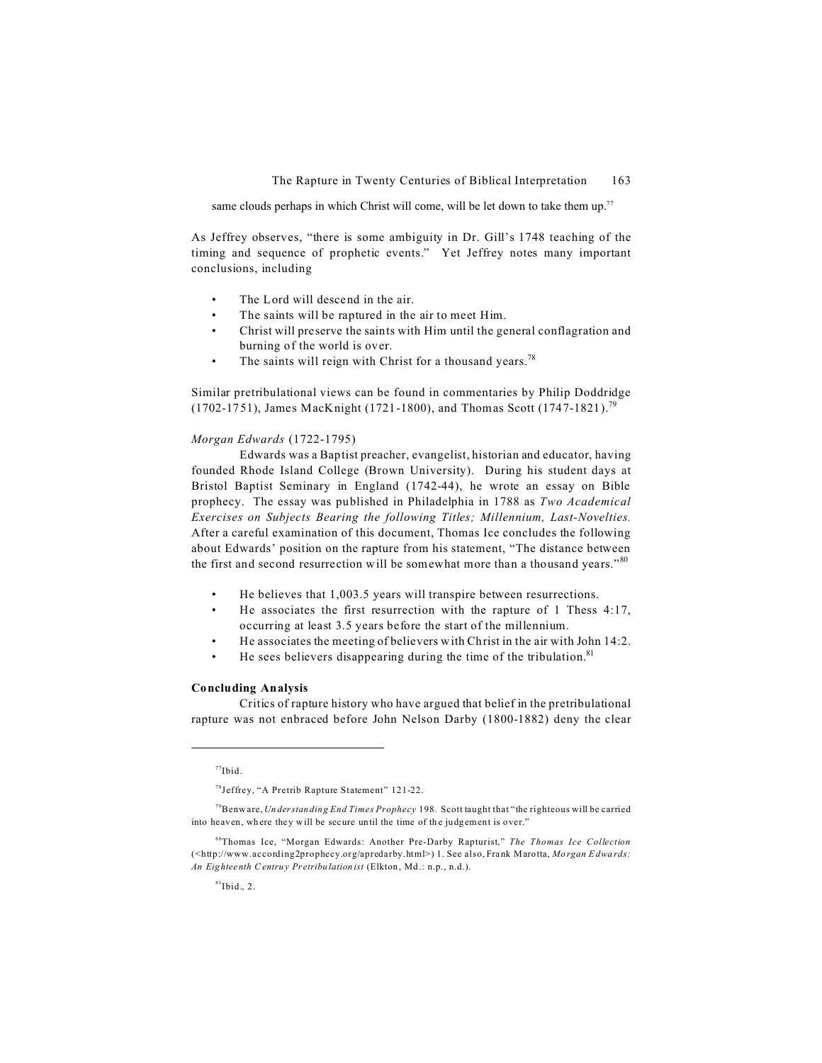same clouds perhaps in which Christ will come, will be let down to take them up.[77]

As Jeffrey observes, "there is some ambiguity in Dr. Gill's 1748 teaching of the timing and sequence of prophetic events." Yet Jeffrey notes many important conclusions, including

- The Lord will descend in the air.
- The saints will be raptured in the air to meet Him.
- Christ will preserve the saints with Him until the general conflagration and burning of the world is over.
- The saints will reign with Christ for a thousand years.[78]

Similar pretribulational views can be found in commentaries by Philip Doddridge (1702-1751), James MacKnight (1721-1800), and Thomas Scott (1747-1821).[79]

*Morgan Edwards* (1722-1795)

Edwards was a Baptist preacher, evangelist, historian and educator, having founded Rhode Island College (Brown University). During his student days at Bristol Baptist Seminary in England (1742-44), he wrote an essay on Bible prophecy. The essay was published in Philadelphia in 1788 as *Two Academical Exercises on Subjects Bearing the following Titles; Millennium, Last-Novelties.* After a careful examination of this document, Thomas Ice concludes the following about Edwards' position on the rapture from his statement, "The distance between the first and second resurrection will be somewhat more than a thousand years."[80]

- He believes that 1,003.5 years will transpire between resurrections.
- He associates the first resurrection with the rapture of 1 Thess 4:17, occurring at least 3.5 years before the start of the millennium.
- He associates the meeting of believers with Christ in the air with John 14:2.
- He sees believers disappearing during the time of the tribulation.[81]

**Concluding Analysis**

Critics of rapture history who have argued that belief in the pretribulational rapture was not enbraced before John Nelson Darby (1800-1882) deny the clear

---

[77]Ibid.

[78]Jeffrey, "A Pretrib Rapture Statement" 121-22.

[79]Benware, *Understanding End Times Prophecy* 198. Scott taught that "the righteous will be carried into heaven, where they will be secure until the time of the judgement is over."

[80]Thomas Ice, "Morgan Edwards: Another Pre-Darby Rapturist," *The Thomas Ice Collection* (<http://www.according2prophecy.org/apredarby.html>) 1. See also, Frank Marotta, *Morgan Edwards: An Eighteenth Centruy Pretribulationist* (Elkton, Md.: n.p., n.d.).

[81]Ibid., 2.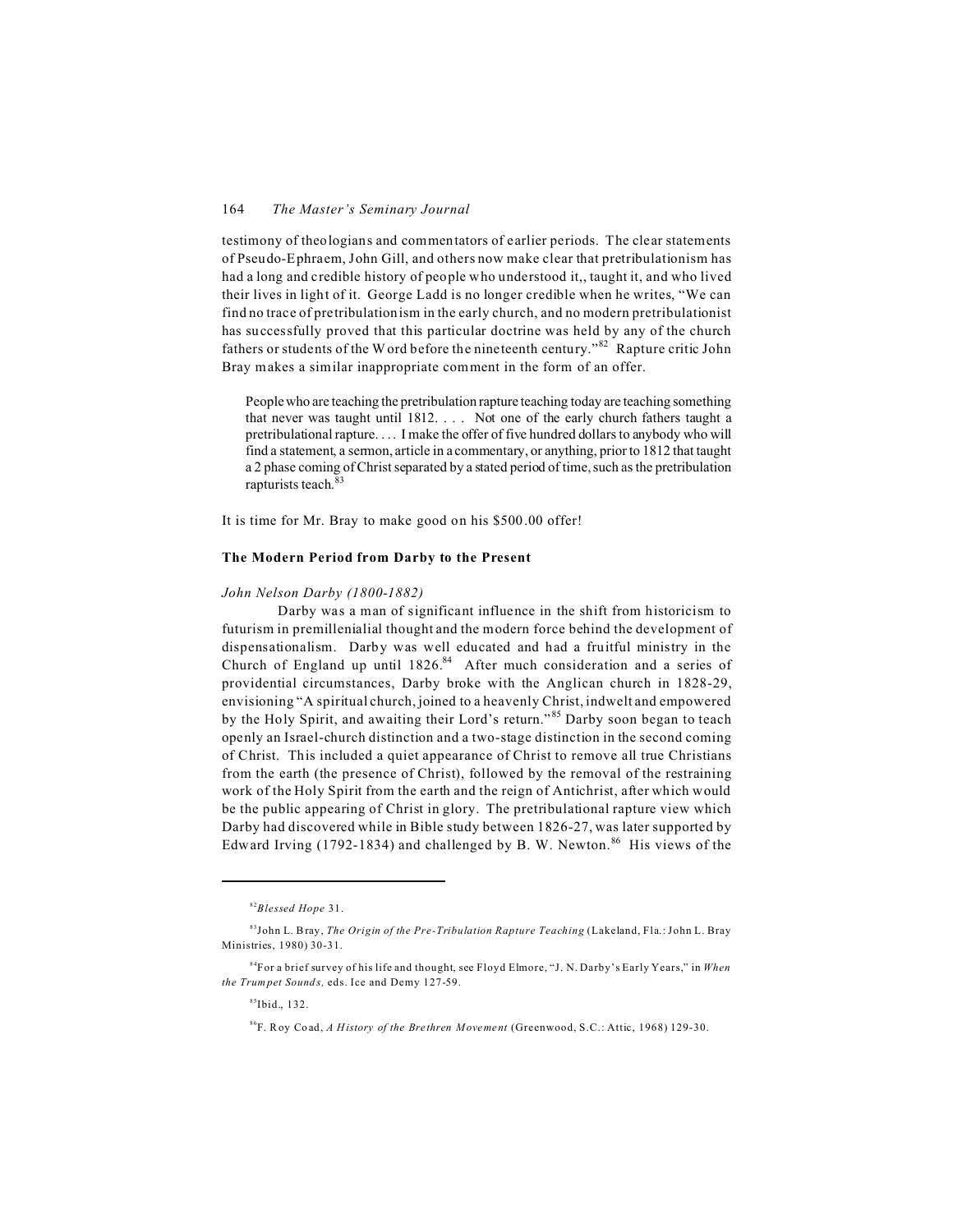testimony of theologians and commentators of earlier periods. The clear statements of Pseudo-Ephraem, John Gill, and others now make clear that pretribulationism has had a long and credible history of people who understood it,, taught it, and who lived their lives in light of it. George Ladd is no longer credible when he writes, "We can find no trace of pretribulationism in the early church, and no modern pretribulationist has successfully proved that this particular doctrine was held by any of the church fathers or students of the Word before the nineteenth century."[82] Rapture critic John Bray makes a similar inappropriate comment in the form of an offer.

> People who are teaching the pretribulation rapture teaching today are teaching something that never was taught until 1812. . . . Not one of the early church fathers taught a pretribulational rapture. . . . I make the offer of five hundred dollars to anybody who will find a statement, a sermon, article in a commentary, or anything, prior to 1812 that taught a 2 phase coming of Christ separated by a stated period of time, such as the pretribulation rapturists teach.[83]

It is time for Mr. Bray to make good on his $500.00 offer!

**The Modern Period from Darby to the Present**

*John Nelson Darby (1800-1882)*

Darby was a man of significant influence in the shift from historicism to futurism in premillenialial thought and the modern force behind the development of dispensationalism. Darby was well educated and had a fruitful ministry in the Church of England up until 1826.[84] After much consideration and a series of providential circumstances, Darby broke with the Anglican church in 1828-29, envisioning "A spiritual church, joined to a heavenly Christ, indwelt and empowered by the Holy Spirit, and awaiting their Lord's return."[85] Darby soon began to teach openly an Israel-church distinction and a two-stage distinction in the second coming of Christ. This included a quiet appearance of Christ to remove all true Christians from the earth (the presence of Christ), followed by the removal of the restraining work of the Holy Spirit from the earth and the reign of Antichrist, after which would be the public appearing of Christ in glory. The pretribulational rapture view which Darby had discovered while in Bible study between 1826-27, was later supported by Edward Irving (1792-1834) and challenged by B. W. Newton.[86] His views of the

---

[82] *Blessed Hope* 31.

[83] John L. Bray, *The Origin of the Pre-Tribulation Rapture Teaching* (Lakeland, Fla.: John L. Bray Ministries, 1980) 30-31.

[84] For a brief survey of his life and thought, see Floyd Elmore, "J. N. Darby's Early Years," in *When the Trumpet Sounds,* eds. Ice and Demy 127-59.

[85] Ibid., 132.

[86] F. Roy Coad, *A History of the Brethren Movement* (Greenwood, S.C.: Attic, 1968) 129-30.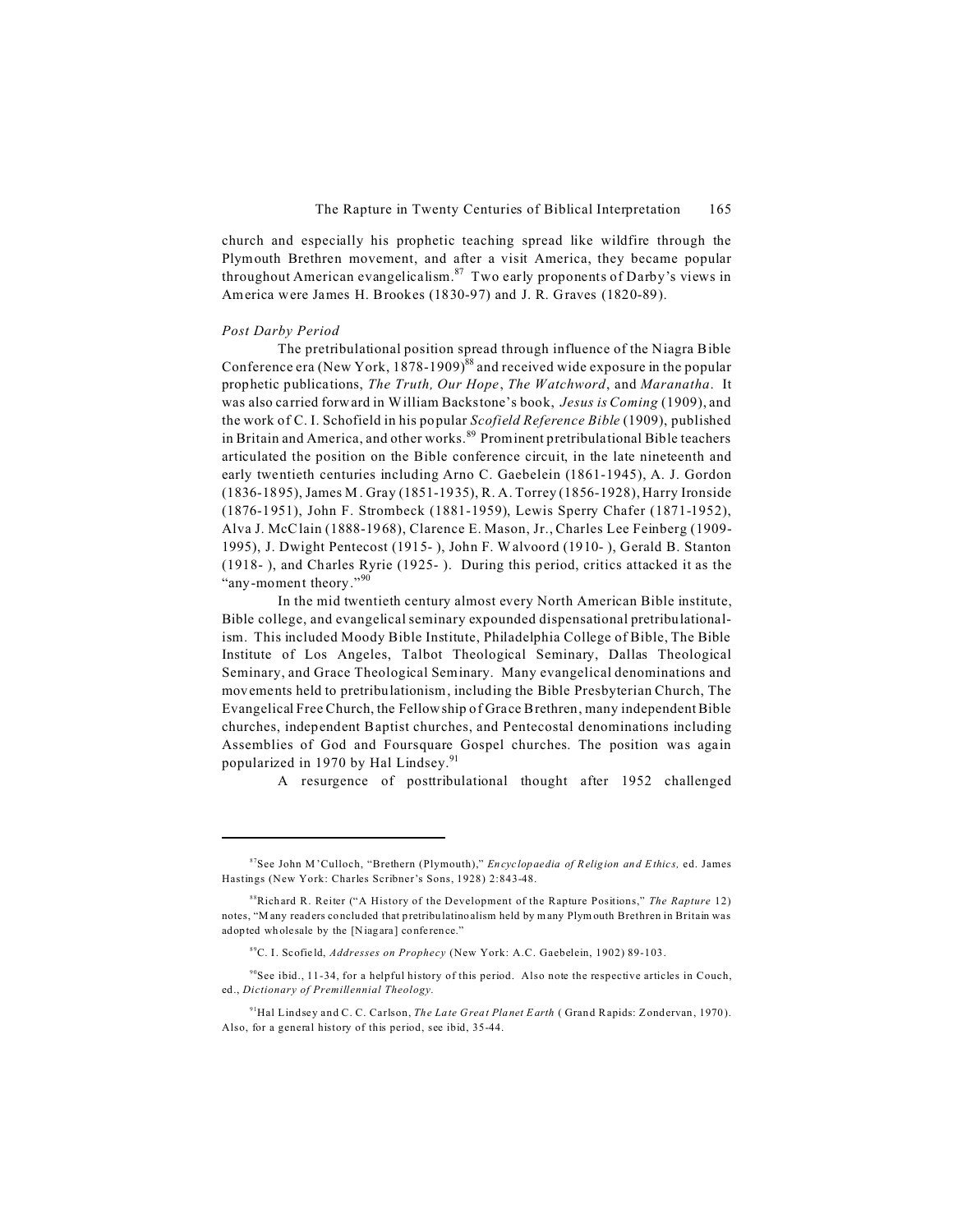church and especially his prophetic teaching spread like wildfire through the Plymouth Brethren movement, and after a visit America, they became popular throughout American evangelicalism.[87] Two early proponents of Darby's views in America were James H. Brookes (1830-97) and J. R. Graves (1820-89).

*Post Darby Period*

The pretribulational position spread through influence of the Niagra Bible Conference era (New York, 1878-1909)[88] and received wide exposure in the popular prophetic publications, *The Truth, Our Hope*, *The Watchword*, and *Maranatha*. It was also carried forward in William Backstone's book, *Jesus is Coming* (1909), and the work of C. I. Schofield in his popular *Scofield Reference Bible* (1909), published in Britain and America, and other works.[89] Prominent pretribulational Bible teachers articulated the position on the Bible conference circuit, in the late nineteenth and early twentieth centuries including Arno C. Gaebelein (1861-1945), A. J. Gordon (1836-1895), James M. Gray (1851-1935), R. A. Torrey (1856-1928), Harry Ironside (1876-1951), John F. Strombeck (1881-1959), Lewis Sperry Chafer (1871-1952), Alva J. McClain (1888-1968), Clarence E. Mason, Jr., Charles Lee Feinberg (1909-1995), J. Dwight Pentecost (1915- ), John F. Walvoord (1910- ), Gerald B. Stanton (1918- ), and Charles Ryrie (1925- ). During this period, critics attacked it as the "any-moment theory."[90]

In the mid twentieth century almost every North American Bible institute, Bible college, and evangelical seminary expounded dispensational pretribulationalism. This included Moody Bible Institute, Philadelphia College of Bible, The Bible Institute of Los Angeles, Talbot Theological Seminary, Dallas Theological Seminary, and Grace Theological Seminary. Many evangelical denominations and movements held to pretribulationism, including the Bible Presbyterian Church, The Evangelical Free Church, the Fellowship of Grace Brethren, many independent Bible churches, independent Baptist churches, and Pentecostal denominations including Assemblies of God and Foursquare Gospel churches. The position was again popularized in 1970 by Hal Lindsey.[91]

A resurgence of posttribulational thought after 1952 challenged

---

[87] See John M'Culloch, "Brethern (Plymouth)," *Encyclopaedia of Religion and Ethics,* ed. James Hastings (New York: Charles Scribner's Sons, 1928) 2:843-48.

[88] Richard R. Reiter ("A History of the Development of the Rapture Positions," *The Rapture* 12) notes, "Many readers concluded that pretribulatinoalism held by many Plymouth Brethren in Britain was adopted wholesale by the [Niagara] conference."

[89] C. I. Scofield, *Addresses on Prophecy* (New York: A.C. Gaebelein, 1902) 89-103.

[90] See ibid., 11-34, for a helpful history of this period. Also note the respective articles in Couch, ed., *Dictionary of Premillennial Theology.*

[91] Hal Lindsey and C. C. Carlson, *The Late Great Planet Earth* ( Grand Rapids: Zondervan, 1970). Also, for a general history of this period, see ibid, 35-44.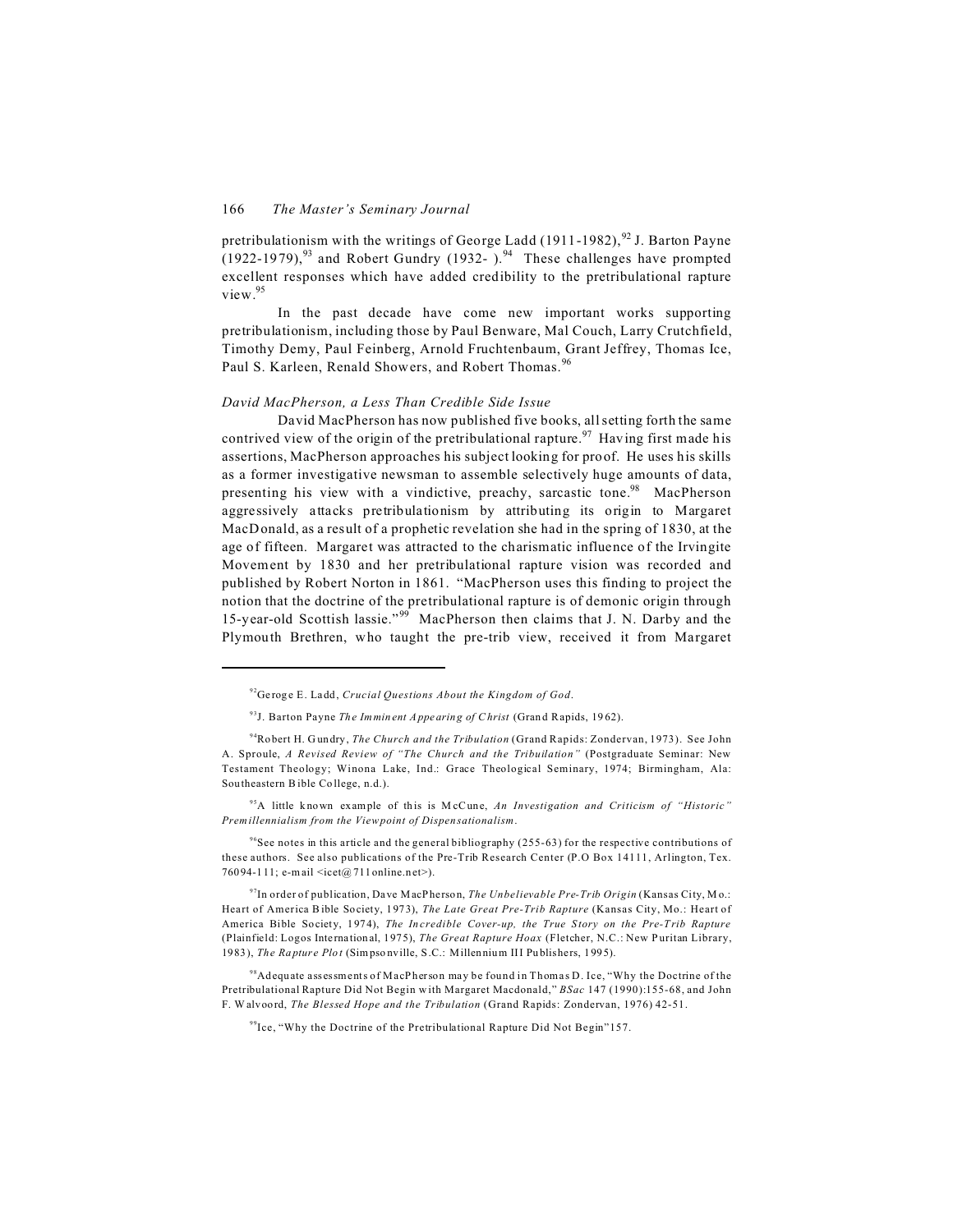pretribulationism with the writings of George Ladd (1911-1982),[92] J. Barton Payne (1922-1979),[93] and Robert Gundry (1932- ).[94] These challenges have prompted excellent responses which have added credibility to the pretribulational rapture view.[95]

In the past decade have come new important works supporting pretribulationism, including those by Paul Benware, Mal Couch, Larry Crutchfield, Timothy Demy, Paul Feinberg, Arnold Fruchtenbaum, Grant Jeffrey, Thomas Ice, Paul S. Karleen, Renald Showers, and Robert Thomas.[96]

### *David MacPherson, a Less Than Credible Side Issue*

David MacPherson has now published five books, all setting forth the same contrived view of the origin of the pretribulational rapture.[97] Having first made his assertions, MacPherson approaches his subject looking for proof. He uses his skills as a former investigative newsman to assemble selectively huge amounts of data, presenting his view with a vindictive, preachy, sarcastic tone.[98] MacPherson aggressively attacks pretribulationism by attributing its origin to Margaret MacDonald, as a result of a prophetic revelation she had in the spring of 1830, at the age of fifteen. Margaret was attracted to the charismatic influence of the Irvingite Movement by 1830 and her pretribulational rapture vision was recorded and published by Robert Norton in 1861. "MacPherson uses this finding to project the notion that the doctrine of the pretribulational rapture is of demonic origin through 15-year-old Scottish lassie."[99] MacPherson then claims that J. N. Darby and the Plymouth Brethren, who taught the pre-trib view, received it from Margaret

---

[92] Geroge E. Ladd, *Crucial Questions About the Kingdom of God*.

[93] J. Barton Payne *The Imminent Appearing of Christ* (Grand Rapids, 1962).

[94] Robert H. Gundry, *The Church and the Tribulation* (Grand Rapids: Zondervan, 1973). See John A. Sproule, *A Revised Review of "The Church and the Tribulation"* (Postgraduate Seminar: New Testament Theology; Winona Lake, Ind.: Grace Theological Seminary, 1974; Birmingham, Ala: Southeastern Bible College, n.d.).

[95] A little known example of this is McCune, *An Investigation and Criticism of "Historic" Premillennialism from the Viewpoint of Dispensationalism*.

[96] See notes in this article and the general bibliography (255-63) for the respective contributions of these authors. See also publications of the Pre-Trib Research Center (P.O Box 14111, Arlington, Tex. 76094-111; e-mail <icet@711online.net>).

[97] In order of publication, Dave MacPherson, *The Unbelievable Pre-Trib Origin* (Kansas City, Mo.: Heart of America Bible Society, 1973), *The Late Great Pre-Trib Rapture* (Kansas City, Mo.: Heart of America Bible Society, 1974), *The Incredible Cover-up, the True Story on the Pre-Trib Rapture* (Plainfield: Logos International, 1975), *The Great Rapture Hoax* (Fletcher, N.C.: New Puritan Library, 1983), *The Rapture Plot* (Simpsonville, S.C.: Millennium III Publishers, 1995).

[98] Adequate assessments of MacPherson may be found in Thomas D. Ice, "Why the Doctrine of the Pretribulational Rapture Did Not Begin with Margaret Macdonald," *BSac* 147 (1990):155-68, and John F. Walvoord, *The Blessed Hope and the Tribulation* (Grand Rapids: Zondervan, 1976) 42-51.

[99] Ice, "Why the Doctrine of the Pretribulational Rapture Did Not Begin"157.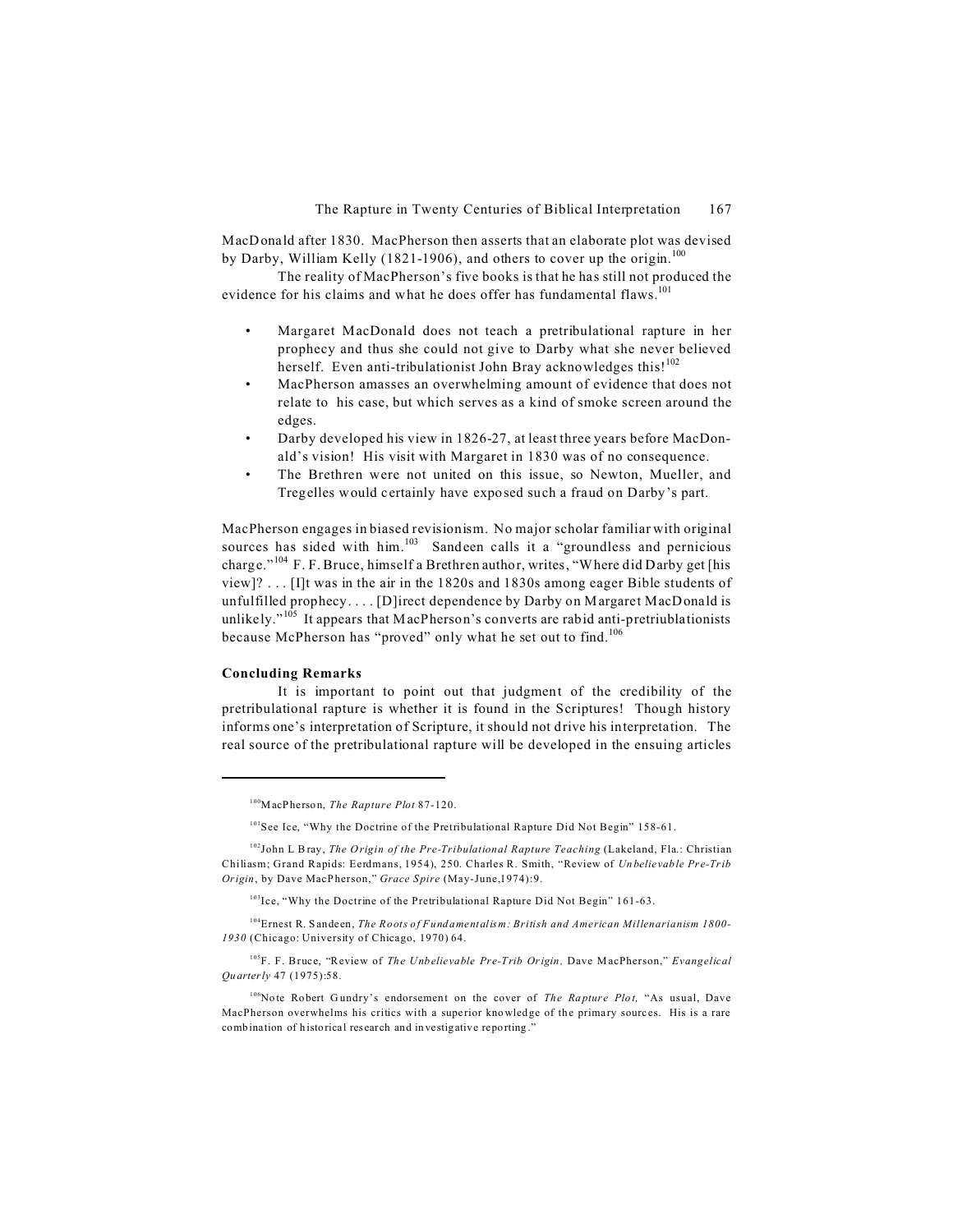MacDonald after 1830. MacPherson then asserts that an elaborate plot was devised by Darby, William Kelly (1821-1906), and others to cover up the origin.[100]

The reality of MacPherson's five books is that he has still not produced the evidence for his claims and what he does offer has fundamental flaws.[101]

- Margaret MacDonald does not teach a pretribulational rapture in her prophecy and thus she could not give to Darby what she never believed herself. Even anti-tribulationist John Bray acknowledges this![102]
- MacPherson amasses an overwhelming amount of evidence that does not relate to his case, but which serves as a kind of smoke screen around the edges.
- Darby developed his view in 1826-27, at least three years before MacDonald's vision! His visit with Margaret in 1830 was of no consequence.
- The Brethren were not united on this issue, so Newton, Mueller, and Tregelles would certainly have exposed such a fraud on Darby's part.

MacPherson engages in biased revisionism. No major scholar familiar with original sources has sided with him.[103] Sandeen calls it a "groundless and pernicious charge."[104] F. F. Bruce, himself a Brethren author, writes, "Where did Darby get [his view]? . . . [I]t was in the air in the 1820s and 1830s among eager Bible students of unfulfilled prophecy. . . . [D]irect dependence by Darby on Margaret MacDonald is unlikely."[105] It appears that MacPherson's converts are rabid anti-pretriublationists because McPherson has "proved" only what he set out to find.[106]

**Concluding Remarks**

It is important to point out that judgment of the credibility of the pretribulational rapture is whether it is found in the Scriptures! Though history informs one's interpretation of Scripture, it should not drive his interpretation. The real source of the pretribulational rapture will be developed in the ensuing articles

---

[100] MacPherson, *The Rapture Plot* 87-120.

[101] See Ice, "Why the Doctrine of the Pretribulational Rapture Did Not Begin" 158-61.

[102] John L Bray, *The Origin of the Pre-Tribulational Rapture Teaching* (Lakeland, Fla.: Christian Chiliasm; Grand Rapids: Eerdmans, 1954), 250. Charles R. Smith, "Review of *Unbelievable Pre-Trib Origin*, by Dave MacPherson," *Grace Spire* (May-June,1974):9.

[103] Ice, "Why the Doctrine of the Pretribulational Rapture Did Not Begin" 161-63.

[104] Ernest R. Sandeen, *The Roots of Fundamentalism: British and American Millenarianism 1800-1930* (Chicago: University of Chicago, 1970) 64.

[105] F. F. Bruce, "Review of *The Unbelievable Pre-Trib Origin*, Dave MacPherson," *Evangelical Quarterly* 47 (1975):58.

[106] Note Robert Gundry's endorsement on the cover of *The Rapture Plot*, "As usual, Dave MacPherson overwhelms his critics with a superior knowledge of the primary sources. His is a rare combination of historical research and investigative reporting."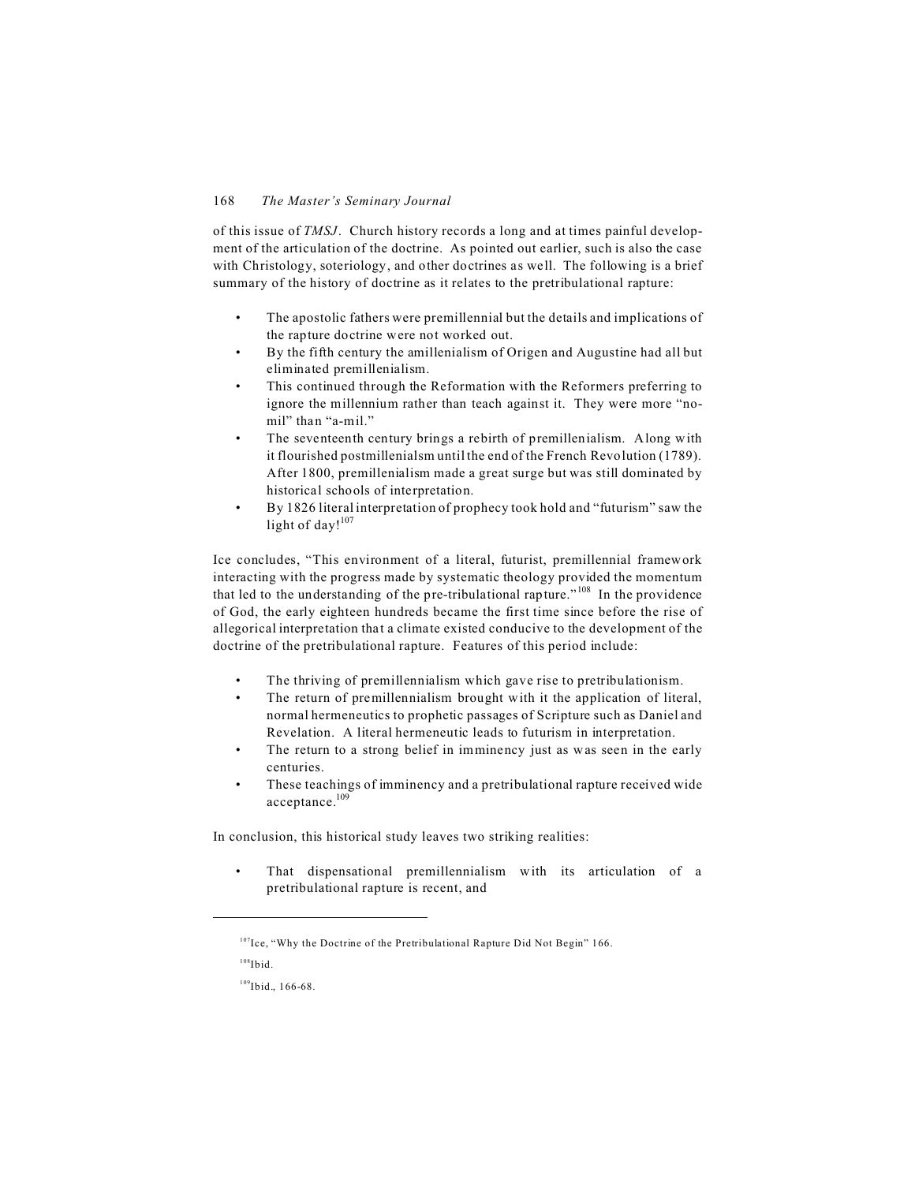of this issue of *TMSJ*. Church history records a long and at times painful development of the articulation of the doctrine. As pointed out earlier, such is also the case with Christology, soteriology, and other doctrines as well. The following is a brief summary of the history of doctrine as it relates to the pretribulational rapture:

- The apostolic fathers were premillennial but the details and implications of the rapture doctrine were not worked out.
- By the fifth century the amillenialism of Origen and Augustine had all but eliminated premillenialism.
- This continued through the Reformation with the Reformers preferring to ignore the millennium rather than teach against it. They were more "no-mil" than "a-mil."
- The seventeenth century brings a rebirth of premillenialism. Along with it flourished postmillenialsm until the end of the French Revolution (1789). After 1800, premillenialism made a great surge but was still dominated by historical schools of interpretation.
- By 1826 literal interpretation of prophecy took hold and "futurism" saw the light of day![107]

Ice concludes, "This environment of a literal, futurist, premillennial framework interacting with the progress made by systematic theology provided the momentum that led to the understanding of the pre-tribulational rapture."[108] In the providence of God, the early eighteen hundreds became the first time since before the rise of allegorical interpretation that a climate existed conducive to the development of the doctrine of the pretribulational rapture. Features of this period include:

- The thriving of premillennialism which gave rise to pretribulationism.
- The return of premillennialism brought with it the application of literal, normal hermeneutics to prophetic passages of Scripture such as Daniel and Revelation. A literal hermeneutic leads to futurism in interpretation.
- The return to a strong belief in imminency just as was seen in the early centuries.
- These teachings of imminency and a pretribulational rapture received wide acceptance.[109]

In conclusion, this historical study leaves two striking realities:

- That dispensational premillennialism with its articulation of a pretribulational rapture is recent, and

---

[107] Ice, "Why the Doctrine of the Pretribulational Rapture Did Not Begin" 166.

[108] Ibid.

[109] Ibid., 166-68.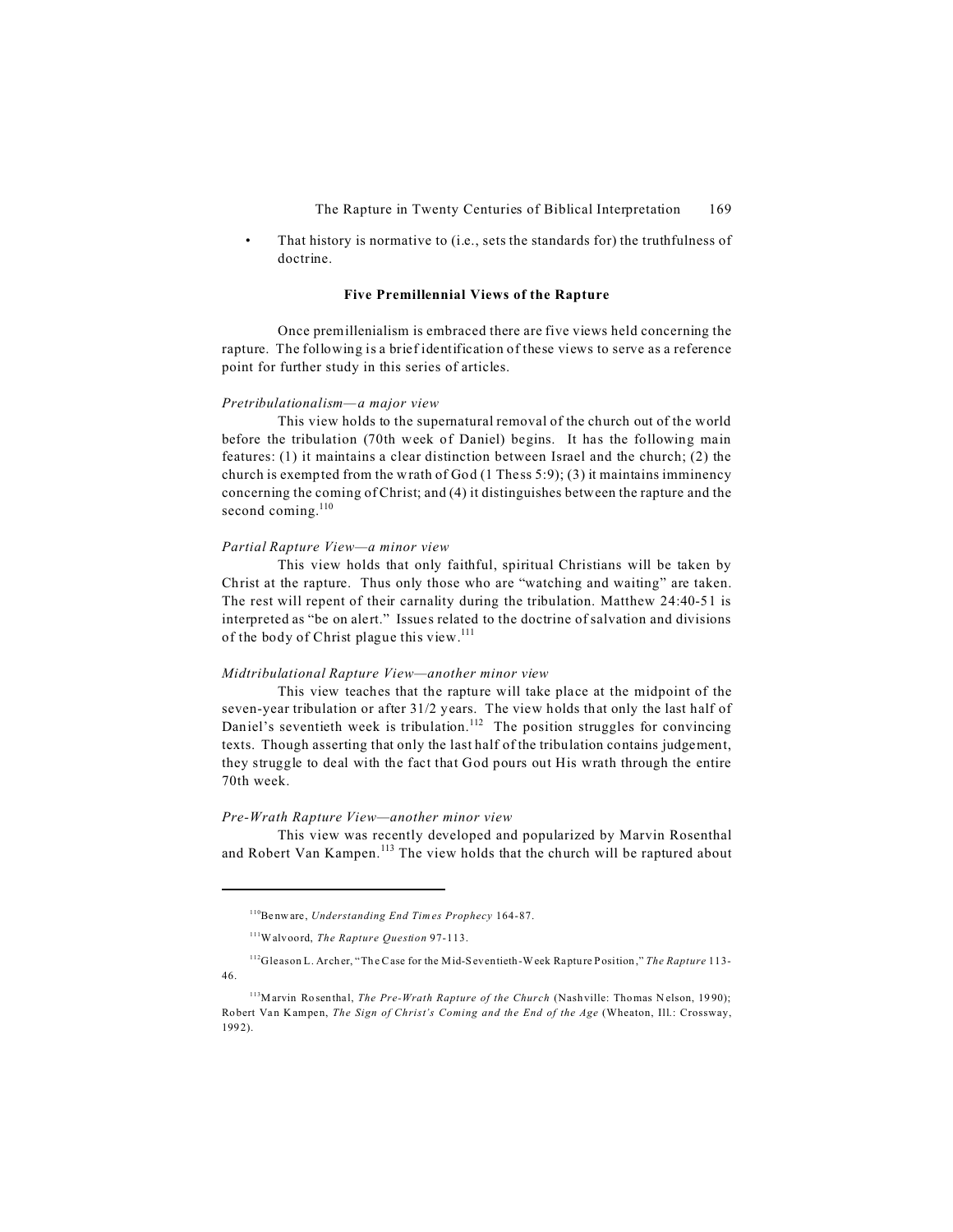- That history is normative to (i.e., sets the standards for) the truthfulness of doctrine.

**Five Premillennial Views of the Rapture**

Once premillenialism is embraced there are five views held concerning the rapture. The following is a brief identification of these views to serve as a reference point for further study in this series of articles.

*Pretribulationalism—a major view*

This view holds to the supernatural removal of the church out of the world before the tribulation (70th week of Daniel) begins. It has the following main features: (1) it maintains a clear distinction between Israel and the church; (2) the church is exempted from the wrath of God (1 Thess 5:9); (3) it maintains imminency concerning the coming of Christ; and (4) it distinguishes between the rapture and the second coming.[110]

*Partial Rapture View—a minor view*

This view holds that only faithful, spiritual Christians will be taken by Christ at the rapture. Thus only those who are "watching and waiting" are taken. The rest will repent of their carnality during the tribulation. Matthew 24:40-51 is interpreted as "be on alert." Issues related to the doctrine of salvation and divisions of the body of Christ plague this view.[111]

*Midtribulational Rapture View—another minor view*

This view teaches that the rapture will take place at the midpoint of the seven-year tribulation or after 31/2 years. The view holds that only the last half of Daniel's seventieth week is tribulation.[112] The position struggles for convincing texts. Though asserting that only the last half of the tribulation contains judgement, they struggle to deal with the fact that God pours out His wrath through the entire 70th week.

*Pre-Wrath Rapture View—another minor view*

This view was recently developed and popularized by Marvin Rosenthal and Robert Van Kampen.[113] The view holds that the church will be raptured about

---

[110]Benware, *Understanding End Times Prophecy* 164-87.

[111]Walvoord, *The Rapture Question* 97-113.

[112]Gleason L. Archer, "The Case for the Mid-Seventieth-Week Rapture Position," *The Rapture* 113-46.

[113]Marvin Rosenthal, *The Pre-Wrath Rapture of the Church* (Nashville: Thomas Nelson, 1990); Robert Van Kampen, *The Sign of Christ's Coming and the End of the Age* (Wheaton, Ill.: Crossway, 1992).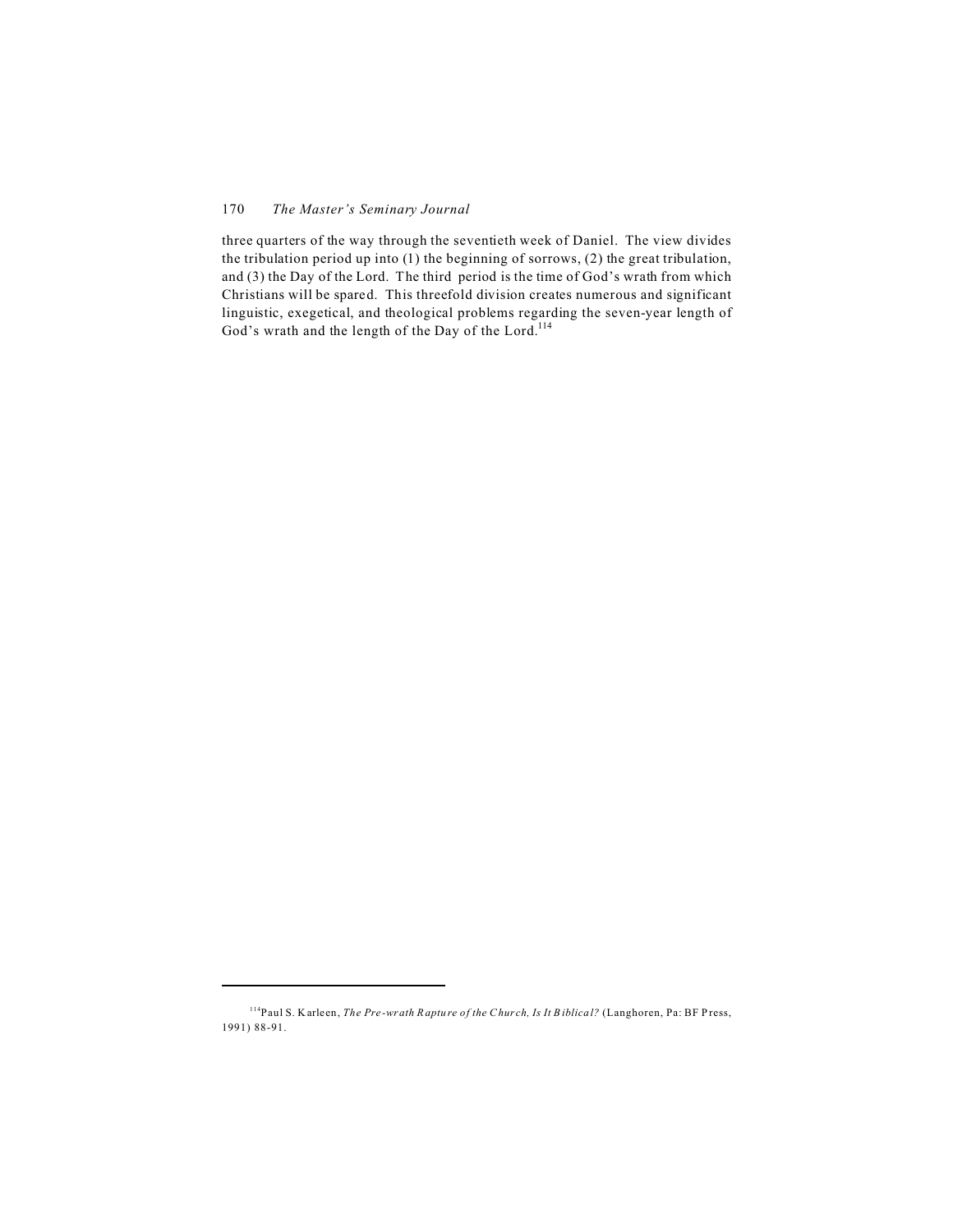three quarters of the way through the seventieth week of Daniel. The view divides the tribulation period up into (1) the beginning of sorrows, (2) the great tribulation, and (3) the Day of the Lord. The third period is the time of God's wrath from which Christians will be spared. This threefold division creates numerous and significant linguistic, exegetical, and theological problems regarding the seven-year length of God's wrath and the length of the Day of the Lord.[114]

---

[114]Paul S. Karleen, *The Pre-wrath Rapture of the Church, Is It Biblical?* (Langhoren, Pa: BF Press, 1991) 88-91.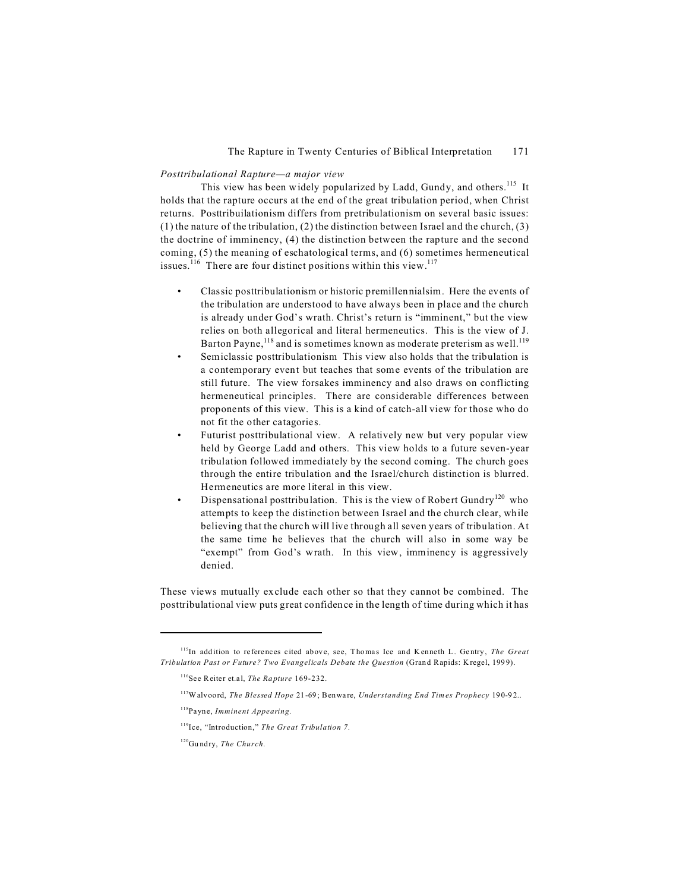*Posttribulational Rapture—a major view*

This view has been widely popularized by Ladd, Gundy, and others.[115] It holds that the rapture occurs at the end of the great tribulation period, when Christ returns. Posttribuilationism differs from pretribulationism on several basic issues: (1) the nature of the tribulation, (2) the distinction between Israel and the church, (3) the doctrine of imminency, (4) the distinction between the rapture and the second coming, (5) the meaning of eschatological terms, and (6) sometimes hermeneutical issues.[116] There are four distinct positions within this view.[117]

- Classic posttribulationism or historic premillennialsim. Here the events of the tribulation are understood to have always been in place and the church is already under God's wrath. Christ's return is "imminent," but the view relies on both allegorical and literal hermeneutics. This is the view of J. Barton Payne,[118] and is sometimes known as moderate preterism as well.[119]
- Semiclassic posttribulationism This view also holds that the tribulation is a contemporary event but teaches that some events of the tribulation are still future. The view forsakes imminency and also draws on conflicting hermeneutical principles. There are considerable differences between proponents of this view. This is a kind of catch-all view for those who do not fit the other catagories.
- Futurist posttribulational view. A relatively new but very popular view held by George Ladd and others. This view holds to a future seven-year tribulation followed immediately by the second coming. The church goes through the entire tribulation and the Israel/church distinction is blurred. Hermeneutics are more literal in this view.
- Dispensational posttribulation. This is the view of Robert Gundry[120] who attempts to keep the distinction between Israel and the church clear, while believing that the church will live through all seven years of tribulation. At the same time he believes that the church will also in some way be "exempt" from God's wrath. In this view, imminency is aggressively denied.

These views mutually exclude each other so that they cannot be combined. The posttribulational view puts great confidence in the length of time during which it has

---

[115] In addition to references cited above, see, Thomas Ice and Kenneth L. Gentry, *The Great Tribulation Past or Future? Two Evangelicals Debate the Question* (Grand Rapids: Kregel, 1999).

[116] See Reiter et.al, *The Rapture* 169-232.

[117] Walvoord, *The Blessed Hope* 21-69; Benware, *Understanding End Times Prophecy* 190-92..

[118] Payne, *Imminent Appearing.*

[119] Ice, "Introduction," *The Great Tribulation 7.*

[120] Gundry, *The Church.*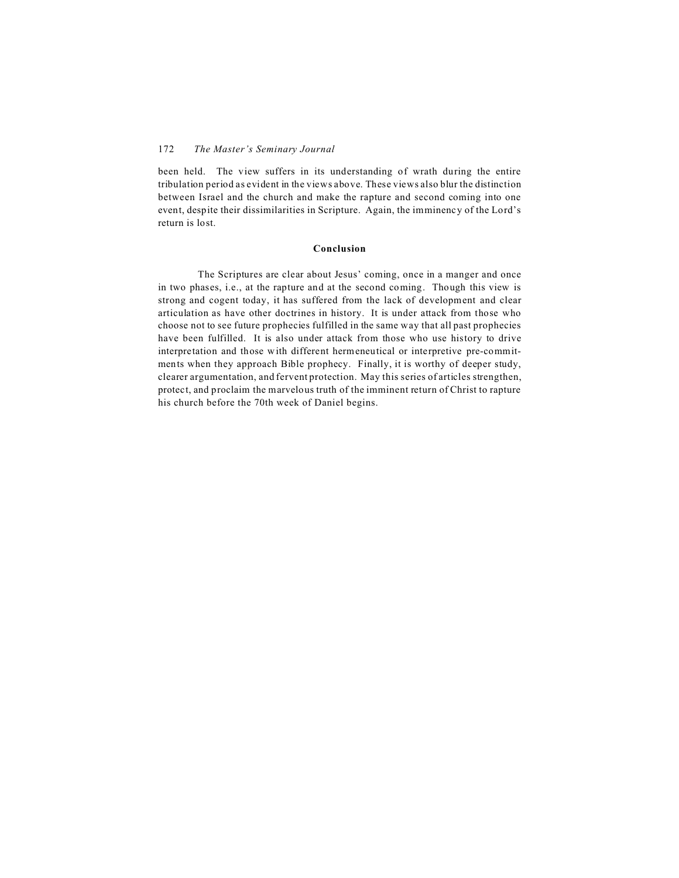been held. The view suffers in its understanding of wrath during the entire tribulation period as evident in the views above. These views also blur the distinction between Israel and the church and make the rapture and second coming into one event, despite their dissimilarities in Scripture. Again, the imminency of the Lord's return is lost.

## Conclusion

The Scriptures are clear about Jesus' coming, once in a manger and once in two phases, i.e., at the rapture and at the second coming. Though this view is strong and cogent today, it has suffered from the lack of development and clear articulation as have other doctrines in history. It is under attack from those who choose not to see future prophecies fulfilled in the same way that all past prophecies have been fulfilled. It is also under attack from those who use history to drive interpretation and those with different hermeneutical or interpretive pre-commitments when they approach Bible prophecy. Finally, it is worthy of deeper study, clearer argumentation, and fervent protection. May this series of articles strengthen, protect, and proclaim the marvelous truth of the imminent return of Christ to rapture his church before the 70th week of Daniel begins.